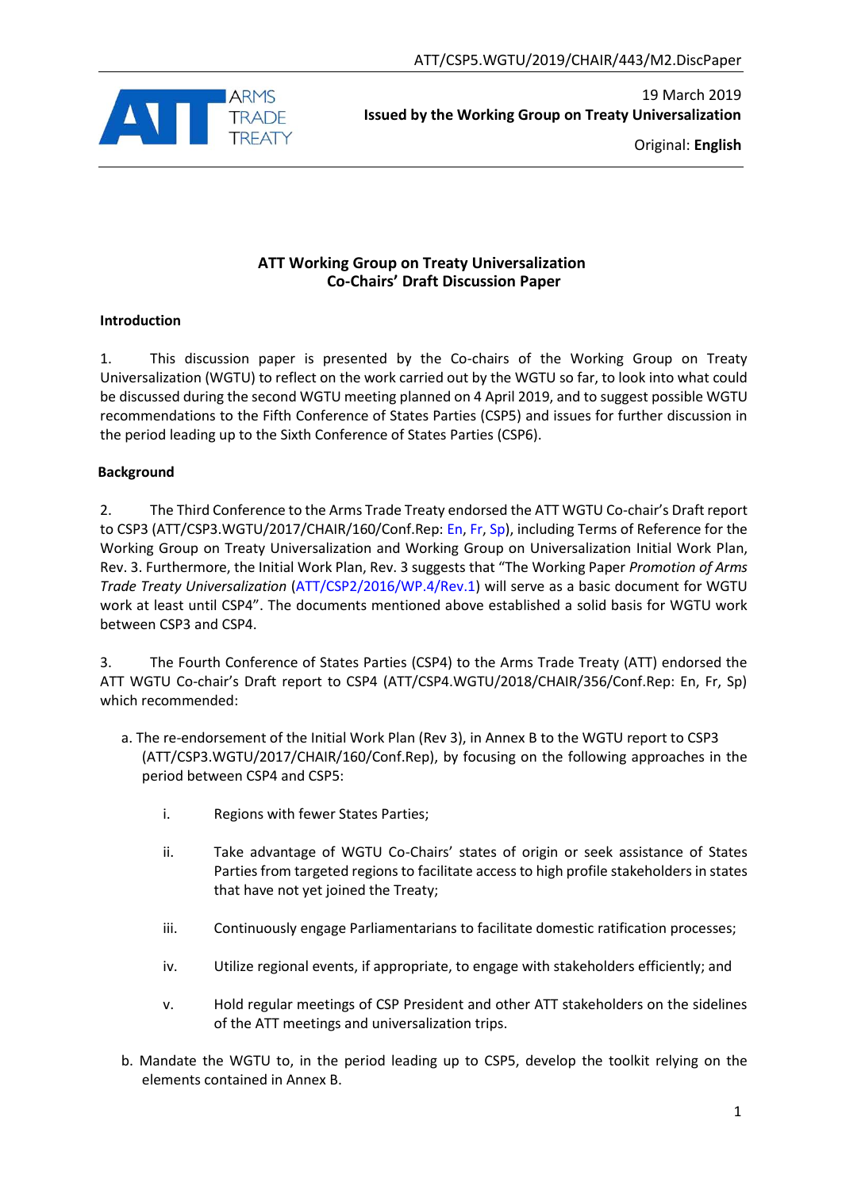ATT/CSP5.WGTU/2019/CHAIR/443/M2.DiscPaper

ARMS TRADE TREATY

19 March 2019

**Issued by the Working Group on Treaty Universalization**

Original: **English**

# ATT Working Group on Treaty Universalization
# Co-Chairs' Draft Discussion Paper

## Introduction

1. This discussion paper is presented by the Co-chairs of the Working Group on Treaty Universalization (WGTU) to reflect on the work carried out by the WGTU so far, to look into what could be discussed during the second WGTU meeting planned on 4 April 2019, and to suggest possible WGTU recommendations to the Fifth Conference of States Parties (CSP5) and issues for further discussion in the period leading up to the Sixth Conference of States Parties (CSP6).

## Background

2. The Third Conference to the Arms Trade Treaty endorsed the ATT WGTU Co-chair's Draft report to CSP3 (ATT/CSP3.WGTU/2017/CHAIR/160/Conf.Rep: En, Fr, Sp), including Terms of Reference for the Working Group on Treaty Universalization and Working Group on Universalization Initial Work Plan, Rev. 3. Furthermore, the Initial Work Plan, Rev. 3 suggests that "The Working Paper *Promotion of Arms Trade Treaty Universalization* (ATT/CSP2/2016/WP.4/Rev.1) will serve as a basic document for WGTU work at least until CSP4". The documents mentioned above established a solid basis for WGTU work between CSP3 and CSP4.

3. The Fourth Conference of States Parties (CSP4) to the Arms Trade Treaty (ATT) endorsed the ATT WGTU Co-chair's Draft report to CSP4 (ATT/CSP4.WGTU/2018/CHAIR/356/Conf.Rep: En, Fr, Sp) which recommended:

a. The re-endorsement of the Initial Work Plan (Rev 3), in Annex B to the WGTU report to CSP3 (ATT/CSP3.WGTU/2017/CHAIR/160/Conf.Rep), by focusing on the following approaches in the period between CSP4 and CSP5:

   i. Regions with fewer States Parties;

   ii. Take advantage of WGTU Co-Chairs' states of origin or seek assistance of States Parties from targeted regions to facilitate access to high profile stakeholders in states that have not yet joined the Treaty;

   iii. Continuously engage Parliamentarians to facilitate domestic ratification processes;

   iv. Utilize regional events, if appropriate, to engage with stakeholders efficiently; and

   v. Hold regular meetings of CSP President and other ATT stakeholders on the sidelines of the ATT meetings and universalization trips.

b. Mandate the WGTU to, in the period leading up to CSP5, develop the toolkit relying on the elements contained in Annex B.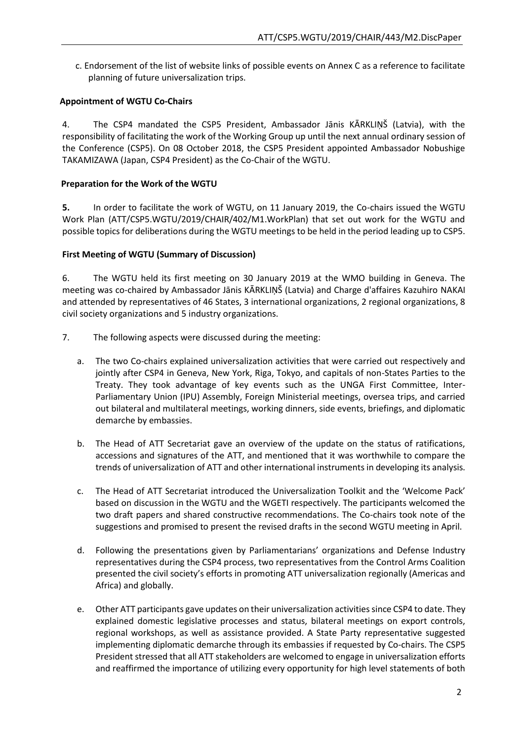c. Endorsement of the list of website links of possible events on Annex C as a reference to facilitate planning of future universalization trips.

**Appointment of WGTU Co-Chairs**

4. The CSP4 mandated the CSP5 President, Ambassador Jānis KĀRKLIŅŠ (Latvia), with the responsibility of facilitating the work of the Working Group up until the next annual ordinary session of the Conference (CSP5). On 08 October 2018, the CSP5 President appointed Ambassador Nobushige TAKAMIZAWA (Japan, CSP4 President) as the Co-Chair of the WGTU.

**Preparation for the Work of the WGTU**

**5.** In order to facilitate the work of WGTU, on 11 January 2019, the Co-chairs issued the WGTU Work Plan (ATT/CSP5.WGTU/2019/CHAIR/402/M1.WorkPlan) that set out work for the WGTU and possible topics for deliberations during the WGTU meetings to be held in the period leading up to CSP5.

**First Meeting of WGTU (Summary of Discussion)**

6. The WGTU held its first meeting on 30 January 2019 at the WMO building in Geneva. The meeting was co-chaired by Ambassador Jānis KĀRKLIŅŠ (Latvia) and Charge d'affaires Kazuhiro NAKAI and attended by representatives of 46 States, 3 international organizations, 2 regional organizations, 8 civil society organizations and 5 industry organizations.

7. The following aspects were discussed during the meeting:

   a. The two Co-chairs explained universalization activities that were carried out respectively and jointly after CSP4 in Geneva, New York, Riga, Tokyo, and capitals of non-States Parties to the Treaty. They took advantage of key events such as the UNGA First Committee, Inter-Parliamentary Union (IPU) Assembly, Foreign Ministerial meetings, oversea trips, and carried out bilateral and multilateral meetings, working dinners, side events, briefings, and diplomatic demarche by embassies.

   b. The Head of ATT Secretariat gave an overview of the update on the status of ratifications, accessions and signatures of the ATT, and mentioned that it was worthwhile to compare the trends of universalization of ATT and other international instruments in developing its analysis.

   c. The Head of ATT Secretariat introduced the Universalization Toolkit and the 'Welcome Pack' based on discussion in the WGTU and the WGETI respectively. The participants welcomed the two draft papers and shared constructive recommendations. The Co-chairs took note of the suggestions and promised to present the revised drafts in the second WGTU meeting in April.

   d. Following the presentations given by Parliamentarians' organizations and Defense Industry representatives during the CSP4 process, two representatives from the Control Arms Coalition presented the civil society's efforts in promoting ATT universalization regionally (Americas and Africa) and globally.

   e. Other ATT participants gave updates on their universalization activities since CSP4 to date. They explained domestic legislative processes and status, bilateral meetings on export controls, regional workshops, as well as assistance provided. A State Party representative suggested implementing diplomatic demarche through its embassies if requested by Co-chairs. The CSP5 President stressed that all ATT stakeholders are welcomed to engage in universalization efforts and reaffirmed the importance of utilizing every opportunity for high level statements of both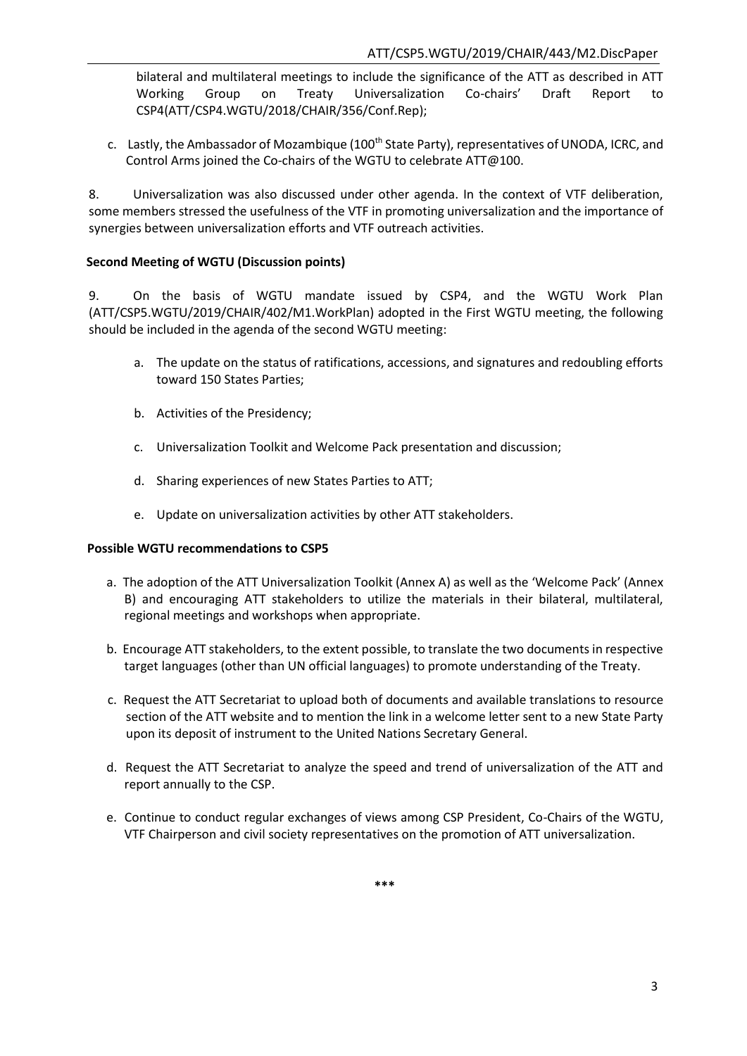bilateral and multilateral meetings to include the significance of the ATT as described in ATT Working Group on Treaty Universalization Co-chairs' Draft Report to CSP4(ATT/CSP4.WGTU/2018/CHAIR/356/Conf.Rep);

c. Lastly, the Ambassador of Mozambique (100th State Party), representatives of UNODA, ICRC, and Control Arms joined the Co-chairs of the WGTU to celebrate ATT@100.

8. Universalization was also discussed under other agenda. In the context of VTF deliberation, some members stressed the usefulness of the VTF in promoting universalization and the importance of synergies between universalization efforts and VTF outreach activities.

**Second Meeting of WGTU (Discussion points)**

9. On the basis of WGTU mandate issued by CSP4, and the WGTU Work Plan (ATT/CSP5.WGTU/2019/CHAIR/402/M1.WorkPlan) adopted in the First WGTU meeting, the following should be included in the agenda of the second WGTU meeting:

a. The update on the status of ratifications, accessions, and signatures and redoubling efforts toward 150 States Parties;

b. Activities of the Presidency;

c. Universalization Toolkit and Welcome Pack presentation and discussion;

d. Sharing experiences of new States Parties to ATT;

e. Update on universalization activities by other ATT stakeholders.

**Possible WGTU recommendations to CSP5**

a. The adoption of the ATT Universalization Toolkit (Annex A) as well as the 'Welcome Pack' (Annex B) and encouraging ATT stakeholders to utilize the materials in their bilateral, multilateral, regional meetings and workshops when appropriate.

b. Encourage ATT stakeholders, to the extent possible, to translate the two documents in respective target languages (other than UN official languages) to promote understanding of the Treaty.

c. Request the ATT Secretariat to upload both of documents and available translations to resource section of the ATT website and to mention the link in a welcome letter sent to a new State Party upon its deposit of instrument to the United Nations Secretary General.

d. Request the ATT Secretariat to analyze the speed and trend of universalization of the ATT and report annually to the CSP.

e. Continue to conduct regular exchanges of views among CSP President, Co-Chairs of the WGTU, VTF Chairperson and civil society representatives on the promotion of ATT universalization.

***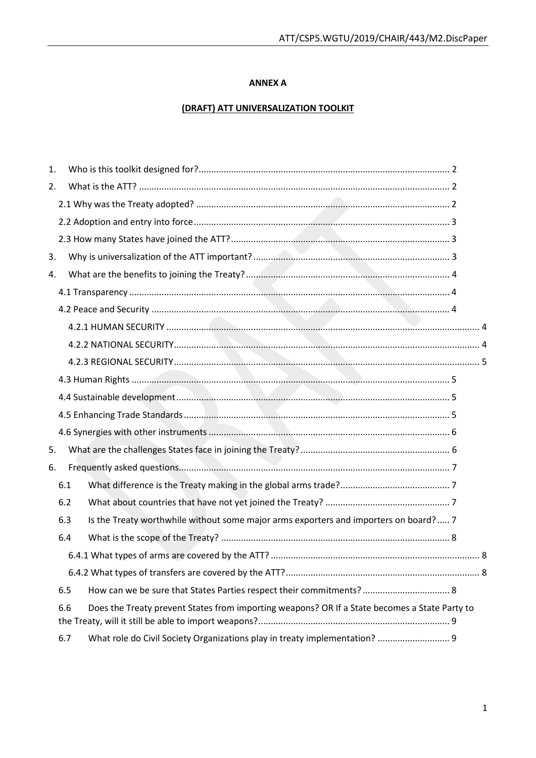**ANNEX A**

**(DRAFT) ATT UNIVERSALIZATION TOOLKIT**

1. Who is this toolkit designed for? ..... 2
2. What is the ATT? ..... 2
   - 2.1 Why was the Treaty adopted? ..... 2
   - 2.2 Adoption and entry into force ..... 3
   - 2.3 How many States have joined the ATT? ..... 3
3. Why is universalization of the ATT important? ..... 3
4. What are the benefits to joining the Treaty? ..... 4
   - 4.1 Transparency ..... 4
   - 4.2 Peace and Security ..... 4
     - 4.2.1 HUMAN SECURITY ..... 4
     - 4.2.2 NATIONAL SECURITY ..... 4
     - 4.2.3 REGIONAL SECURITY ..... 5
   - 4.3 Human Rights ..... 5
   - 4.4 Sustainable development ..... 5
   - 4.5 Enhancing Trade Standards ..... 5
   - 4.6 Synergies with other instruments ..... 6
5. What are the challenges States face in joining the Treaty? ..... 6
6. Frequently asked questions ..... 7
   - 6.1 What difference is the Treaty making in the global arms trade? ..... 7
   - 6.2 What about countries that have not yet joined the Treaty? ..... 7
   - 6.3 Is the Treaty worthwhile without some major arms exporters and importers on board? ..... 7
   - 6.4 What is the scope of the Treaty? ..... 8
     - 6.4.1 What types of arms are covered by the ATT? ..... 8
     - 6.4.2 What types of transfers are covered by the ATT? ..... 8
   - 6.5 How can we be sure that States Parties respect their commitments? ..... 8
   - 6.6 Does the Treaty prevent States from importing weapons? OR If a State becomes a State Party to the Treaty, will it still be able to import weapons? ..... 9
   - 6.7 What role do Civil Society Organizations play in treaty implementation? ..... 9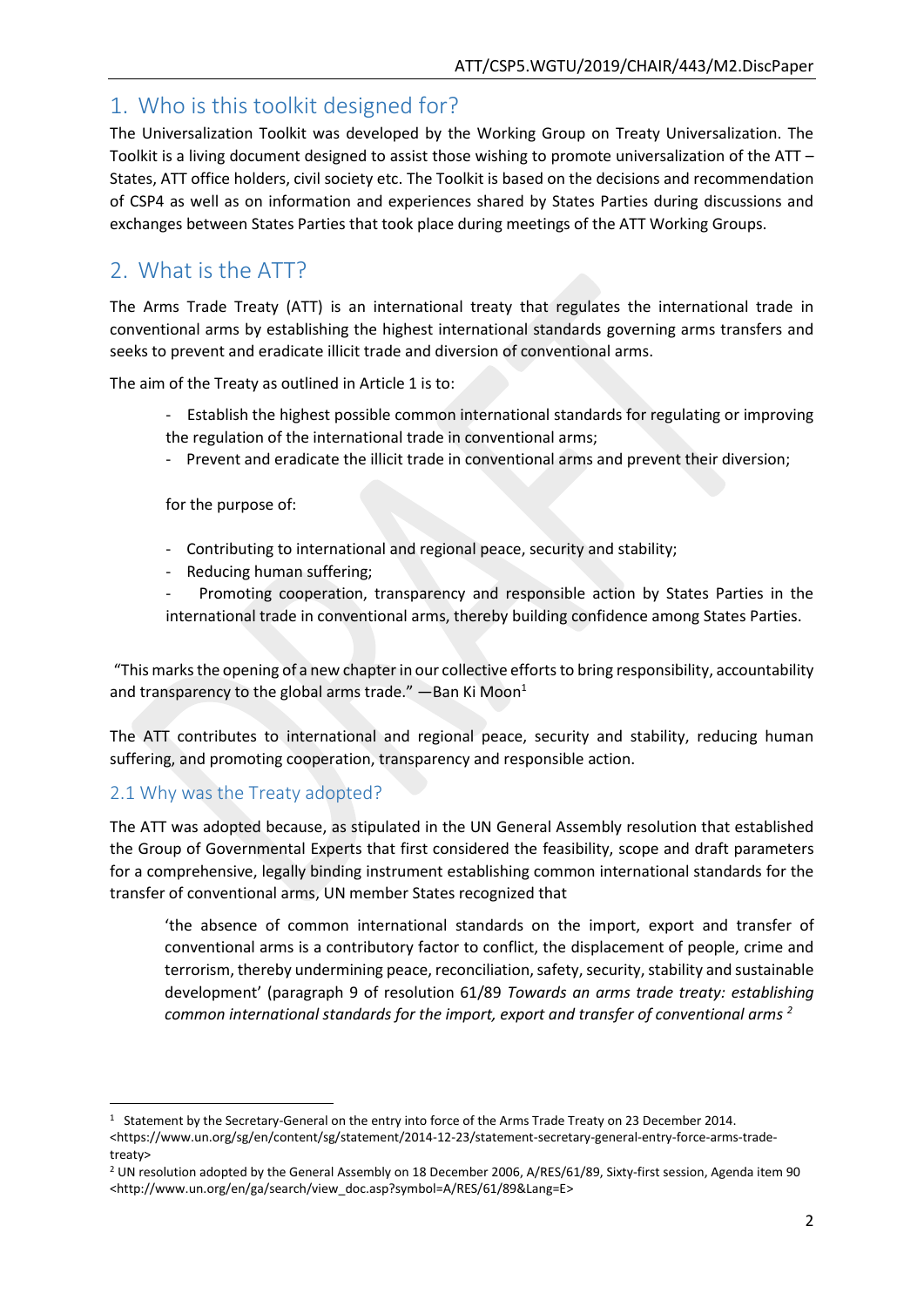## 1. Who is this toolkit designed for?

The Universalization Toolkit was developed by the Working Group on Treaty Universalization. The Toolkit is a living document designed to assist those wishing to promote universalization of the ATT – States, ATT office holders, civil society etc. The Toolkit is based on the decisions and recommendation of CSP4 as well as on information and experiences shared by States Parties during discussions and exchanges between States Parties that took place during meetings of the ATT Working Groups.

## 2. What is the ATT?

The Arms Trade Treaty (ATT) is an international treaty that regulates the international trade in conventional arms by establishing the highest international standards governing arms transfers and seeks to prevent and eradicate illicit trade and diversion of conventional arms.

The aim of the Treaty as outlined in Article 1 is to:

- Establish the highest possible common international standards for regulating or improving the regulation of the international trade in conventional arms;
- Prevent and eradicate the illicit trade in conventional arms and prevent their diversion;

for the purpose of:

- Contributing to international and regional peace, security and stability;
- Reducing human suffering;
- Promoting cooperation, transparency and responsible action by States Parties in the international trade in conventional arms, thereby building confidence among States Parties.

"This marks the opening of a new chapter in our collective efforts to bring responsibility, accountability and transparency to the global arms trade." —Ban Ki Moon[1]

The ATT contributes to international and regional peace, security and stability, reducing human suffering, and promoting cooperation, transparency and responsible action.

### 2.1 Why was the Treaty adopted?

The ATT was adopted because, as stipulated in the UN General Assembly resolution that established the Group of Governmental Experts that first considered the feasibility, scope and draft parameters for a comprehensive, legally binding instrument establishing common international standards for the transfer of conventional arms, UN member States recognized that

> 'the absence of common international standards on the import, export and transfer of conventional arms is a contributory factor to conflict, the displacement of people, crime and terrorism, thereby undermining peace, reconciliation, safety, security, stability and sustainable development' (paragraph 9 of resolution 61/89 *Towards an arms trade treaty: establishing common international standards for the import, export and transfer of conventional arms* [2]

---

[1] Statement by the Secretary-General on the entry into force of the Arms Trade Treaty on 23 December 2014. <https://www.un.org/sg/en/content/sg/statement/2014-12-23/statement-secretary-general-entry-force-arms-trade-treaty>

[2] UN resolution adopted by the General Assembly on 18 December 2006, A/RES/61/89, Sixty-first session, Agenda item 90 <http://www.un.org/en/ga/search/view_doc.asp?symbol=A/RES/61/89&Lang=E>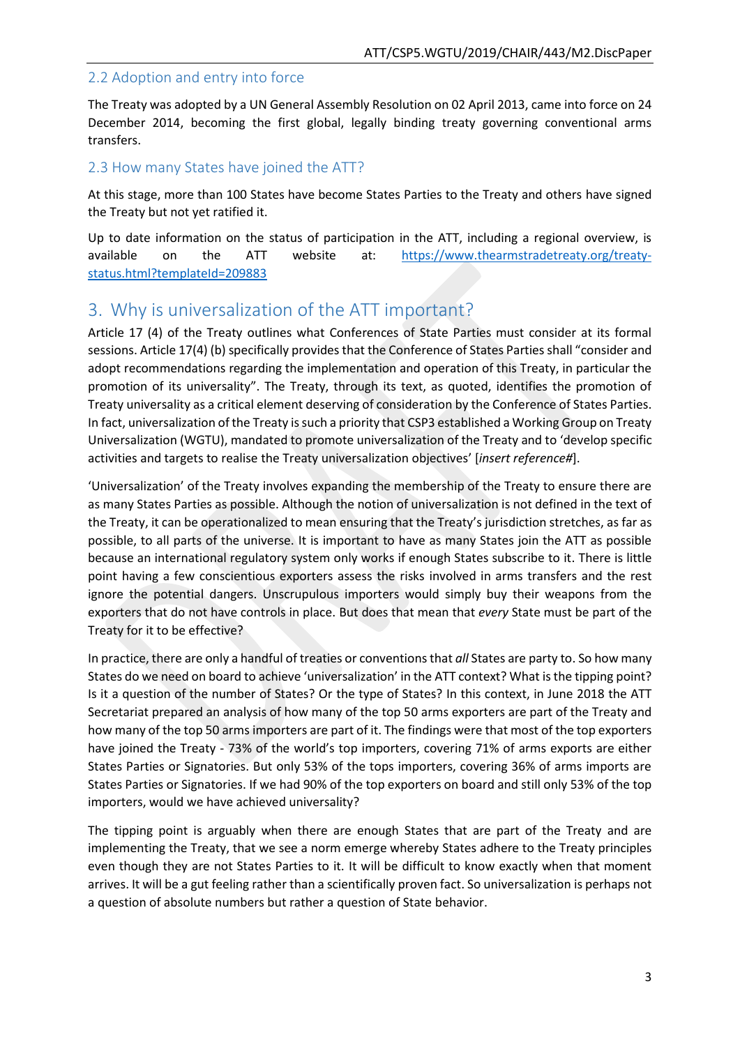## 2.2 Adoption and entry into force

The Treaty was adopted by a UN General Assembly Resolution on 02 April 2013, came into force on 24 December 2014, becoming the first global, legally binding treaty governing conventional arms transfers.

## 2.3 How many States have joined the ATT?

At this stage, more than 100 States have become States Parties to the Treaty and others have signed the Treaty but not yet ratified it.

Up to date information on the status of participation in the ATT, including a regional overview, is available on the ATT website at: https://www.thearmstradetreaty.org/treaty-status.html?templateId=209883

# 3. Why is universalization of the ATT important?

Article 17 (4) of the Treaty outlines what Conferences of State Parties must consider at its formal sessions. Article 17(4) (b) specifically provides that the Conference of States Parties shall "consider and adopt recommendations regarding the implementation and operation of this Treaty, in particular the promotion of its universality". The Treaty, through its text, as quoted, identifies the promotion of Treaty universality as a critical element deserving of consideration by the Conference of States Parties. In fact, universalization of the Treaty is such a priority that CSP3 established a Working Group on Treaty Universalization (WGTU), mandated to promote universalization of the Treaty and to 'develop specific activities and targets to realise the Treaty universalization objectives' [*insert reference#*].

'Universalization' of the Treaty involves expanding the membership of the Treaty to ensure there are as many States Parties as possible. Although the notion of universalization is not defined in the text of the Treaty, it can be operationalized to mean ensuring that the Treaty's jurisdiction stretches, as far as possible, to all parts of the universe. It is important to have as many States join the ATT as possible because an international regulatory system only works if enough States subscribe to it. There is little point having a few conscientious exporters assess the risks involved in arms transfers and the rest ignore the potential dangers. Unscrupulous importers would simply buy their weapons from the exporters that do not have controls in place. But does that mean that *every* State must be part of the Treaty for it to be effective?

In practice, there are only a handful of treaties or conventions that *all* States are party to. So how many States do we need on board to achieve 'universalization' in the ATT context? What is the tipping point? Is it a question of the number of States? Or the type of States? In this context, in June 2018 the ATT Secretariat prepared an analysis of how many of the top 50 arms exporters are part of the Treaty and how many of the top 50 arms importers are part of it. The findings were that most of the top exporters have joined the Treaty - 73% of the world's top importers, covering 71% of arms exports are either States Parties or Signatories. But only 53% of the tops importers, covering 36% of arms imports are States Parties or Signatories. If we had 90% of the top exporters on board and still only 53% of the top importers, would we have achieved universality?

The tipping point is arguably when there are enough States that are part of the Treaty and are implementing the Treaty, that we see a norm emerge whereby States adhere to the Treaty principles even though they are not States Parties to it. It will be difficult to know exactly when that moment arrives. It will be a gut feeling rather than a scientifically proven fact. So universalization is perhaps not a question of absolute numbers but rather a question of State behavior.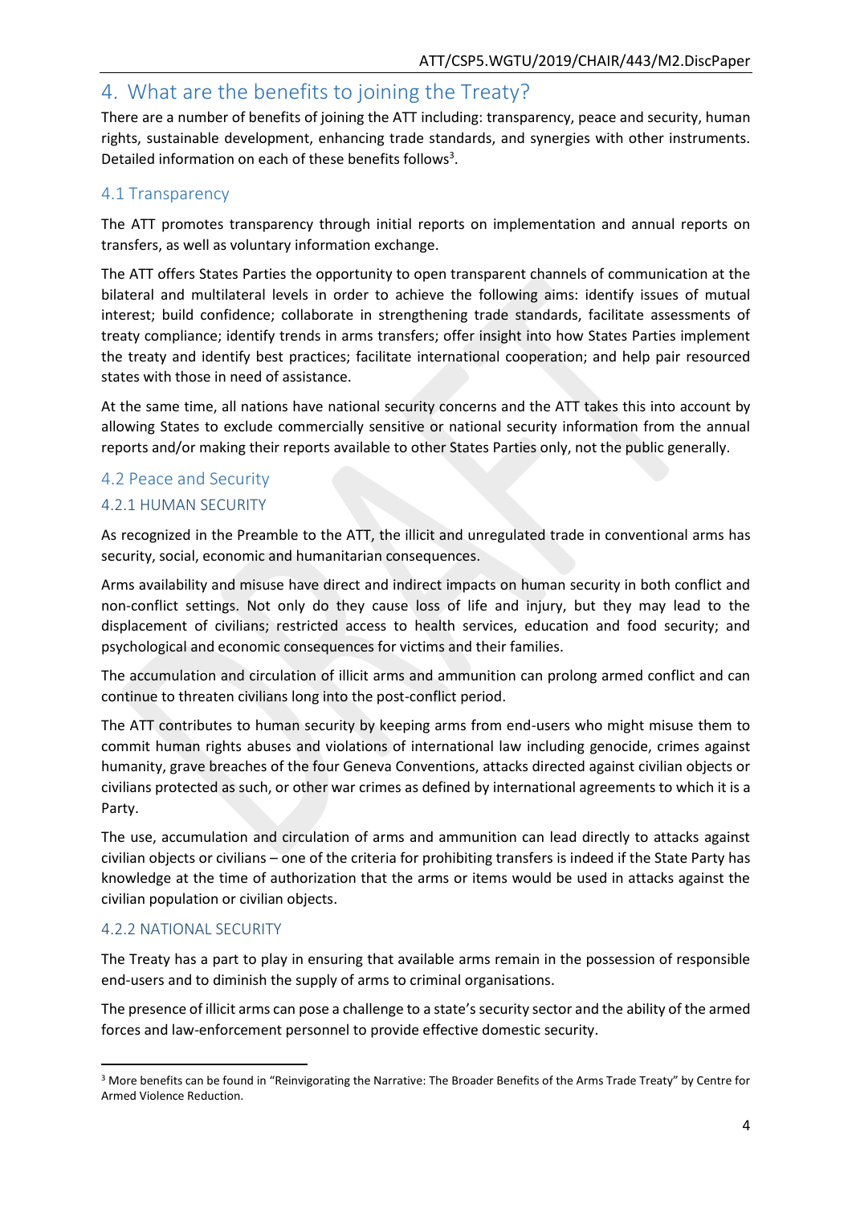## 4. What are the benefits to joining the Treaty?

There are a number of benefits of joining the ATT including: transparency, peace and security, human rights, sustainable development, enhancing trade standards, and synergies with other instruments. Detailed information on each of these benefits follows[3].

### 4.1 Transparency

The ATT promotes transparency through initial reports on implementation and annual reports on transfers, as well as voluntary information exchange.

The ATT offers States Parties the opportunity to open transparent channels of communication at the bilateral and multilateral levels in order to achieve the following aims: identify issues of mutual interest; build confidence; collaborate in strengthening trade standards, facilitate assessments of treaty compliance; identify trends in arms transfers; offer insight into how States Parties implement the treaty and identify best practices; facilitate international cooperation; and help pair resourced states with those in need of assistance.

At the same time, all nations have national security concerns and the ATT takes this into account by allowing States to exclude commercially sensitive or national security information from the annual reports and/or making their reports available to other States Parties only, not the public generally.

### 4.2 Peace and Security

#### 4.2.1 HUMAN SECURITY

As recognized in the Preamble to the ATT, the illicit and unregulated trade in conventional arms has security, social, economic and humanitarian consequences.

Arms availability and misuse have direct and indirect impacts on human security in both conflict and non-conflict settings. Not only do they cause loss of life and injury, but they may lead to the displacement of civilians; restricted access to health services, education and food security; and psychological and economic consequences for victims and their families.

The accumulation and circulation of illicit arms and ammunition can prolong armed conflict and can continue to threaten civilians long into the post-conflict period.

The ATT contributes to human security by keeping arms from end-users who might misuse them to commit human rights abuses and violations of international law including genocide, crimes against humanity, grave breaches of the four Geneva Conventions, attacks directed against civilian objects or civilians protected as such, or other war crimes as defined by international agreements to which it is a Party.

The use, accumulation and circulation of arms and ammunition can lead directly to attacks against civilian objects or civilians – one of the criteria for prohibiting transfers is indeed if the State Party has knowledge at the time of authorization that the arms or items would be used in attacks against the civilian population or civilian objects.

#### 4.2.2 NATIONAL SECURITY

The Treaty has a part to play in ensuring that available arms remain in the possession of responsible end-users and to diminish the supply of arms to criminal organisations.

The presence of illicit arms can pose a challenge to a state's security sector and the ability of the armed forces and law-enforcement personnel to provide effective domestic security.

---

[3] More benefits can be found in "Reinvigorating the Narrative: The Broader Benefits of the Arms Trade Treaty" by Centre for Armed Violence Reduction.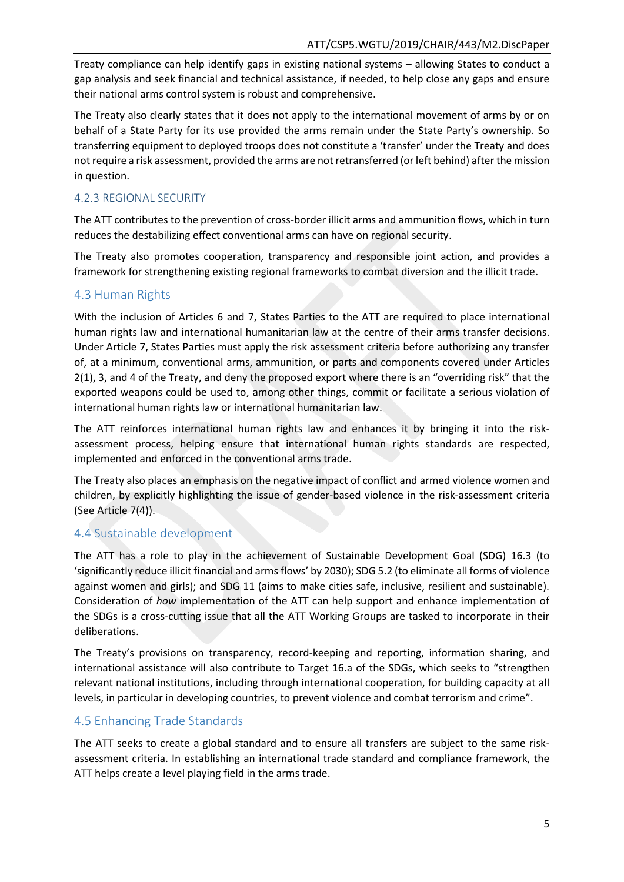Treaty compliance can help identify gaps in existing national systems – allowing States to conduct a gap analysis and seek financial and technical assistance, if needed, to help close any gaps and ensure their national arms control system is robust and comprehensive.

The Treaty also clearly states that it does not apply to the international movement of arms by or on behalf of a State Party for its use provided the arms remain under the State Party's ownership. So transferring equipment to deployed troops does not constitute a 'transfer' under the Treaty and does not require a risk assessment, provided the arms are not retransferred (or left behind) after the mission in question.

#### 4.2.3 REGIONAL SECURITY

The ATT contributes to the prevention of cross-border illicit arms and ammunition flows, which in turn reduces the destabilizing effect conventional arms can have on regional security.

The Treaty also promotes cooperation, transparency and responsible joint action, and provides a framework for strengthening existing regional frameworks to combat diversion and the illicit trade.

### 4.3 Human Rights

With the inclusion of Articles 6 and 7, States Parties to the ATT are required to place international human rights law and international humanitarian law at the centre of their arms transfer decisions. Under Article 7, States Parties must apply the risk assessment criteria before authorizing any transfer of, at a minimum, conventional arms, ammunition, or parts and components covered under Articles 2(1), 3, and 4 of the Treaty, and deny the proposed export where there is an "overriding risk" that the exported weapons could be used to, among other things, commit or facilitate a serious violation of international human rights law or international humanitarian law.

The ATT reinforces international human rights law and enhances it by bringing it into the risk-assessment process, helping ensure that international human rights standards are respected, implemented and enforced in the conventional arms trade.

The Treaty also places an emphasis on the negative impact of conflict and armed violence women and children, by explicitly highlighting the issue of gender-based violence in the risk-assessment criteria (See Article 7(4)).

### 4.4 Sustainable development

The ATT has a role to play in the achievement of Sustainable Development Goal (SDG) 16.3 (to 'significantly reduce illicit financial and arms flows' by 2030); SDG 5.2 (to eliminate all forms of violence against women and girls); and SDG 11 (aims to make cities safe, inclusive, resilient and sustainable). Consideration of *how* implementation of the ATT can help support and enhance implementation of the SDGs is a cross-cutting issue that all the ATT Working Groups are tasked to incorporate in their deliberations.

The Treaty's provisions on transparency, record-keeping and reporting, information sharing, and international assistance will also contribute to Target 16.a of the SDGs, which seeks to "strengthen relevant national institutions, including through international cooperation, for building capacity at all levels, in particular in developing countries, to prevent violence and combat terrorism and crime".

### 4.5 Enhancing Trade Standards

The ATT seeks to create a global standard and to ensure all transfers are subject to the same risk-assessment criteria. In establishing an international trade standard and compliance framework, the ATT helps create a level playing field in the arms trade.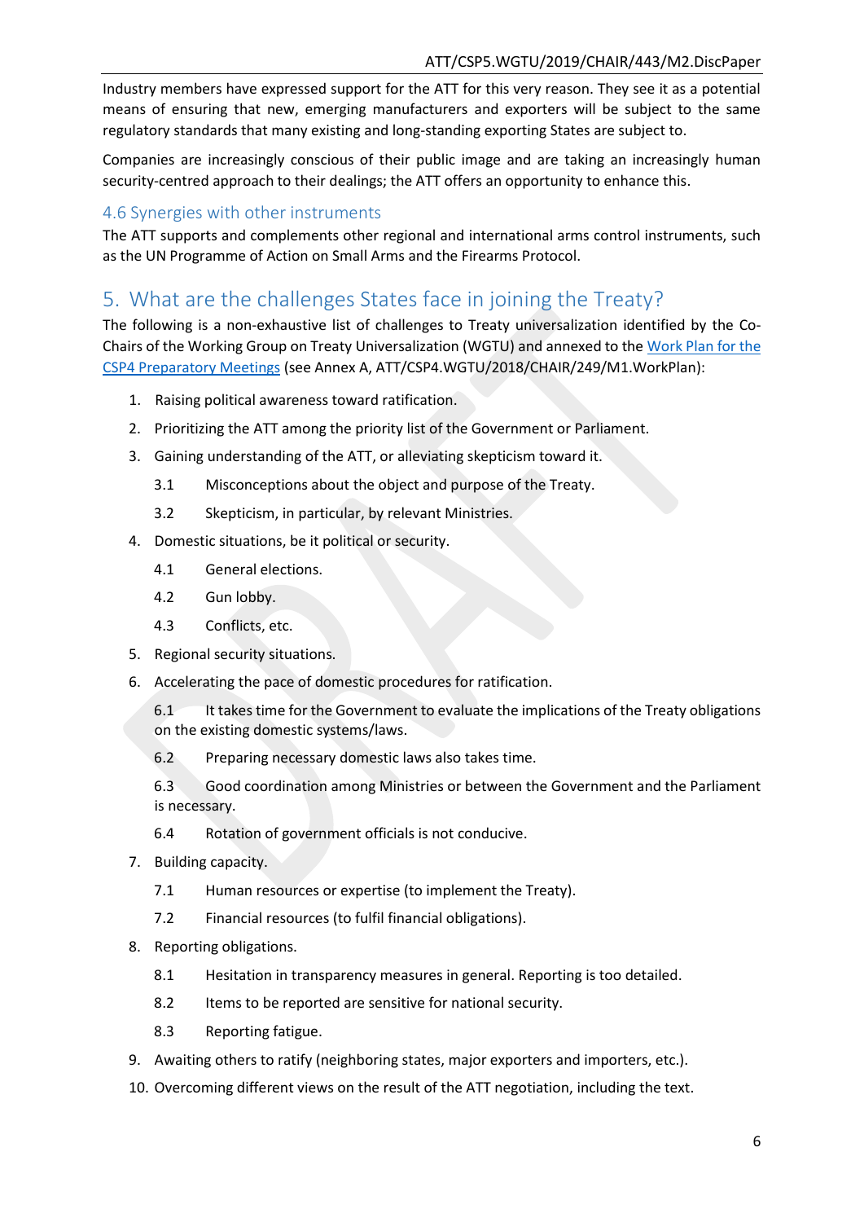Industry members have expressed support for the ATT for this very reason. They see it as a potential means of ensuring that new, emerging manufacturers and exporters will be subject to the same regulatory standards that many existing and long-standing exporting States are subject to.

Companies are increasingly conscious of their public image and are taking an increasingly human security-centred approach to their dealings; the ATT offers an opportunity to enhance this.

### 4.6 Synergies with other instruments

The ATT supports and complements other regional and international arms control instruments, such as the UN Programme of Action on Small Arms and the Firearms Protocol.

## 5. What are the challenges States face in joining the Treaty?

The following is a non-exhaustive list of challenges to Treaty universalization identified by the Co-Chairs of the Working Group on Treaty Universalization (WGTU) and annexed to the [Work Plan for the CSP4 Preparatory Meetings](#) (see Annex A, ATT/CSP4.WGTU/2018/CHAIR/249/M1.WorkPlan):

1. Raising political awareness toward ratification.
2. Prioritizing the ATT among the priority list of the Government or Parliament.
3. Gaining understanding of the ATT, or alleviating skepticism toward it.
   - 3.1 Misconceptions about the object and purpose of the Treaty.
   - 3.2 Skepticism, in particular, by relevant Ministries.
4. Domestic situations, be it political or security.
   - 4.1 General elections.
   - 4.2 Gun lobby.
   - 4.3 Conflicts, etc.
5. Regional security situations.
6. Accelerating the pace of domestic procedures for ratification.
   - 6.1 It takes time for the Government to evaluate the implications of the Treaty obligations on the existing domestic systems/laws.
   - 6.2 Preparing necessary domestic laws also takes time.
   - 6.3 Good coordination among Ministries or between the Government and the Parliament is necessary.
   - 6.4 Rotation of government officials is not conducive.
7. Building capacity.
   - 7.1 Human resources or expertise (to implement the Treaty).
   - 7.2 Financial resources (to fulfil financial obligations).
8. Reporting obligations.
   - 8.1 Hesitation in transparency measures in general. Reporting is too detailed.
   - 8.2 Items to be reported are sensitive for national security.
   - 8.3 Reporting fatigue.
9. Awaiting others to ratify (neighboring states, major exporters and importers, etc.).
10. Overcoming different views on the result of the ATT negotiation, including the text.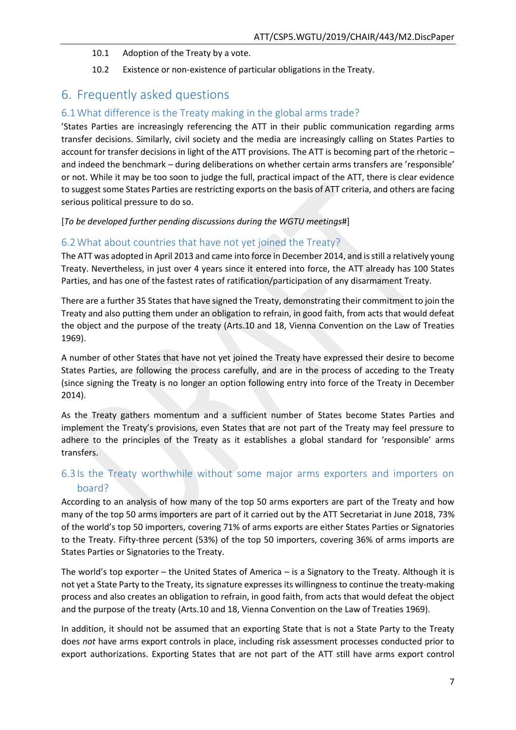10.1 Adoption of the Treaty by a vote.

10.2 Existence or non-existence of particular obligations in the Treaty.

# 6. Frequently asked questions

## 6.1 What difference is the Treaty making in the global arms trade?

'States Parties are increasingly referencing the ATT in their public communication regarding arms transfer decisions. Similarly, civil society and the media are increasingly calling on States Parties to account for transfer decisions in light of the ATT provisions. The ATT is becoming part of the rhetoric – and indeed the benchmark – during deliberations on whether certain arms transfers are 'responsible' or not. While it may be too soon to judge the full, practical impact of the ATT, there is clear evidence to suggest some States Parties are restricting exports on the basis of ATT criteria, and others are facing serious political pressure to do so.

[*To be developed further pending discussions during the WGTU meetings#*]

## 6.2 What about countries that have not yet joined the Treaty?

The ATT was adopted in April 2013 and came into force in December 2014, and is still a relatively young Treaty. Nevertheless, in just over 4 years since it entered into force, the ATT already has 100 States Parties, and has one of the fastest rates of ratification/participation of any disarmament Treaty.

There are a further 35 States that have signed the Treaty, demonstrating their commitment to join the Treaty and also putting them under an obligation to refrain, in good faith, from acts that would defeat the object and the purpose of the treaty (Arts.10 and 18, Vienna Convention on the Law of Treaties 1969).

A number of other States that have not yet joined the Treaty have expressed their desire to become States Parties, are following the process carefully, and are in the process of acceding to the Treaty (since signing the Treaty is no longer an option following entry into force of the Treaty in December 2014).

As the Treaty gathers momentum and a sufficient number of States become States Parties and implement the Treaty's provisions, even States that are not part of the Treaty may feel pressure to adhere to the principles of the Treaty as it establishes a global standard for 'responsible' arms transfers.

## 6.3 Is the Treaty worthwhile without some major arms exporters and importers on board?

According to an analysis of how many of the top 50 arms exporters are part of the Treaty and how many of the top 50 arms importers are part of it carried out by the ATT Secretariat in June 2018, 73% of the world's top 50 importers, covering 71% of arms exports are either States Parties or Signatories to the Treaty. Fifty-three percent (53%) of the top 50 importers, covering 36% of arms imports are States Parties or Signatories to the Treaty.

The world's top exporter – the United States of America – is a Signatory to the Treaty. Although it is not yet a State Party to the Treaty, its signature expresses its willingness to continue the treaty-making process and also creates an obligation to refrain, in good faith, from acts that would defeat the object and the purpose of the treaty (Arts.10 and 18, Vienna Convention on the Law of Treaties 1969).

In addition, it should not be assumed that an exporting State that is not a State Party to the Treaty does *not* have arms export controls in place, including risk assessment processes conducted prior to export authorizations. Exporting States that are not part of the ATT still have arms export control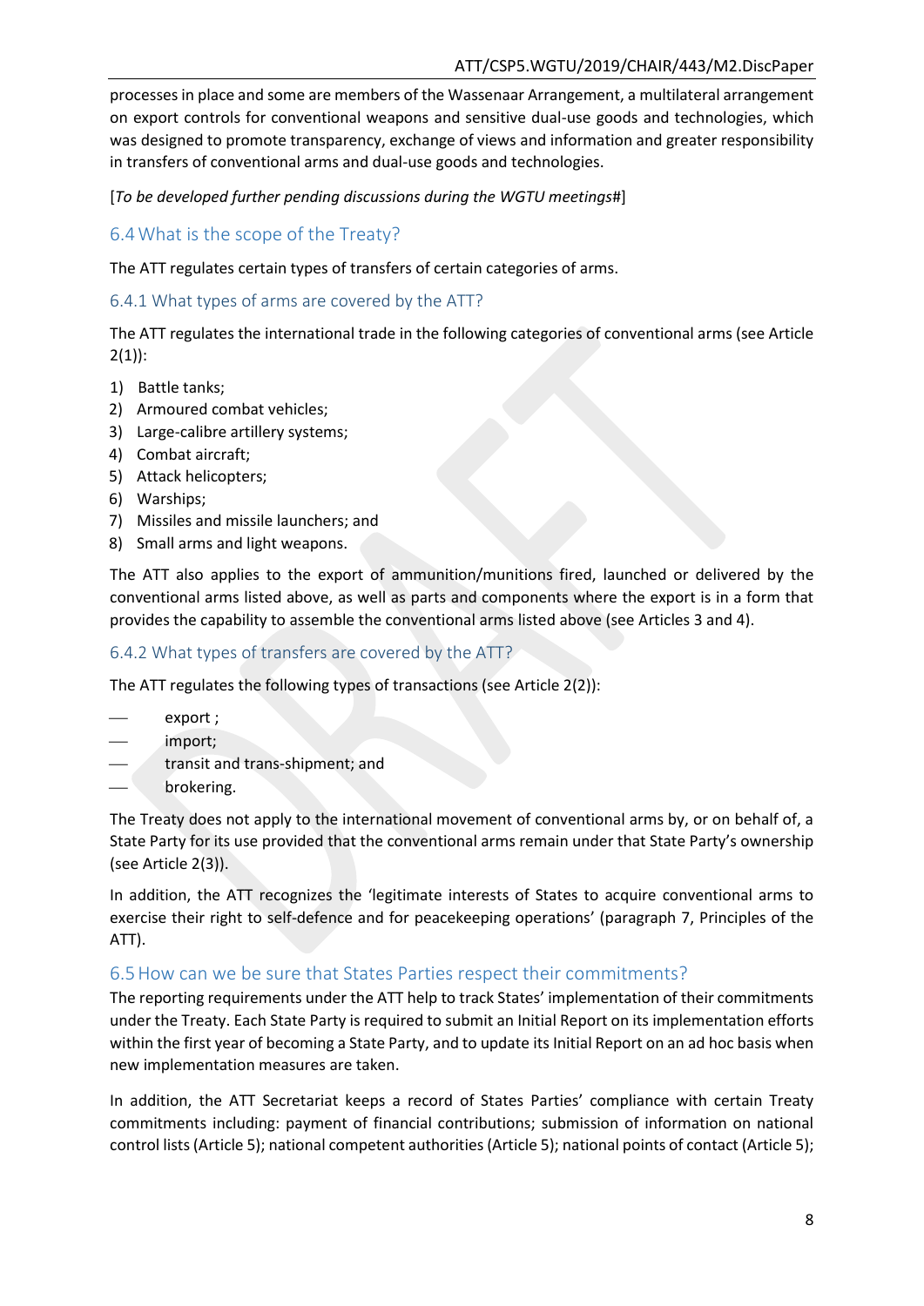processes in place and some are members of the Wassenaar Arrangement, a multilateral arrangement on export controls for conventional weapons and sensitive dual-use goods and technologies, which was designed to promote transparency, exchange of views and information and greater responsibility in transfers of conventional arms and dual-use goods and technologies.

[*To be developed further pending discussions during the WGTU meetings#*]

## 6.4 What is the scope of the Treaty?

The ATT regulates certain types of transfers of certain categories of arms.

### 6.4.1 What types of arms are covered by the ATT?

The ATT regulates the international trade in the following categories of conventional arms (see Article 2(1)):

1) Battle tanks;
2) Armoured combat vehicles;
3) Large-calibre artillery systems;
4) Combat aircraft;
5) Attack helicopters;
6) Warships;
7) Missiles and missile launchers; and
8) Small arms and light weapons.

The ATT also applies to the export of ammunition/munitions fired, launched or delivered by the conventional arms listed above, as well as parts and components where the export is in a form that provides the capability to assemble the conventional arms listed above (see Articles 3 and 4).

### 6.4.2 What types of transfers are covered by the ATT?

The ATT regulates the following types of transactions (see Article 2(2)):

- export ;
- import;
- transit and trans-shipment; and
- brokering.

The Treaty does not apply to the international movement of conventional arms by, or on behalf of, a State Party for its use provided that the conventional arms remain under that State Party's ownership (see Article 2(3)).

In addition, the ATT recognizes the 'legitimate interests of States to acquire conventional arms to exercise their right to self-defence and for peacekeeping operations' (paragraph 7, Principles of the ATT).

## 6.5 How can we be sure that States Parties respect their commitments?

The reporting requirements under the ATT help to track States' implementation of their commitments under the Treaty. Each State Party is required to submit an Initial Report on its implementation efforts within the first year of becoming a State Party, and to update its Initial Report on an ad hoc basis when new implementation measures are taken.

In addition, the ATT Secretariat keeps a record of States Parties' compliance with certain Treaty commitments including: payment of financial contributions; submission of information on national control lists (Article 5); national competent authorities (Article 5); national points of contact (Article 5);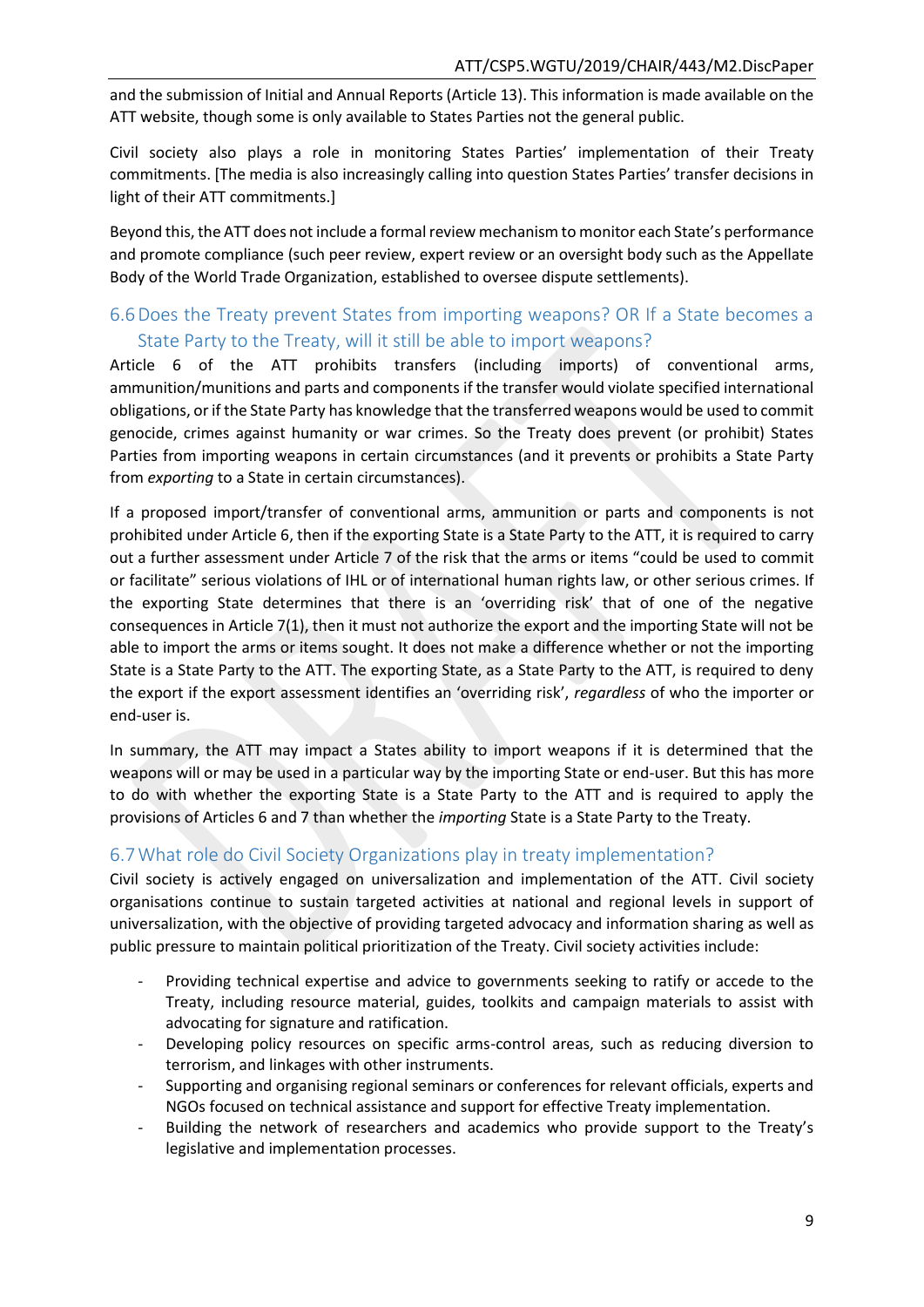and the submission of Initial and Annual Reports (Article 13). This information is made available on the ATT website, though some is only available to States Parties not the general public.

Civil society also plays a role in monitoring States Parties' implementation of their Treaty commitments. [The media is also increasingly calling into question States Parties' transfer decisions in light of their ATT commitments.]

Beyond this, the ATT does not include a formal review mechanism to monitor each State's performance and promote compliance (such peer review, expert review or an oversight body such as the Appellate Body of the World Trade Organization, established to oversee dispute settlements).

## 6.6 Does the Treaty prevent States from importing weapons? OR If a State becomes a State Party to the Treaty, will it still be able to import weapons?

Article 6 of the ATT prohibits transfers (including imports) of conventional arms, ammunition/munitions and parts and components if the transfer would violate specified international obligations, or if the State Party has knowledge that the transferred weapons would be used to commit genocide, crimes against humanity or war crimes. So the Treaty does prevent (or prohibit) States Parties from importing weapons in certain circumstances (and it prevents or prohibits a State Party from *exporting* to a State in certain circumstances).

If a proposed import/transfer of conventional arms, ammunition or parts and components is not prohibited under Article 6, then if the exporting State is a State Party to the ATT, it is required to carry out a further assessment under Article 7 of the risk that the arms or items "could be used to commit or facilitate" serious violations of IHL or of international human rights law, or other serious crimes. If the exporting State determines that there is an 'overriding risk' that of one of the negative consequences in Article 7(1), then it must not authorize the export and the importing State will not be able to import the arms or items sought. It does not make a difference whether or not the importing State is a State Party to the ATT. The exporting State, as a State Party to the ATT, is required to deny the export if the export assessment identifies an 'overriding risk', *regardless* of who the importer or end-user is.

In summary, the ATT may impact a States ability to import weapons if it is determined that the weapons will or may be used in a particular way by the importing State or end-user. But this has more to do with whether the exporting State is a State Party to the ATT and is required to apply the provisions of Articles 6 and 7 than whether the *importing* State is a State Party to the Treaty.

## 6.7 What role do Civil Society Organizations play in treaty implementation?

Civil society is actively engaged on universalization and implementation of the ATT. Civil society organisations continue to sustain targeted activities at national and regional levels in support of universalization, with the objective of providing targeted advocacy and information sharing as well as public pressure to maintain political prioritization of the Treaty. Civil society activities include:

- Providing technical expertise and advice to governments seeking to ratify or accede to the Treaty, including resource material, guides, toolkits and campaign materials to assist with advocating for signature and ratification.
- Developing policy resources on specific arms-control areas, such as reducing diversion to terrorism, and linkages with other instruments.
- Supporting and organising regional seminars or conferences for relevant officials, experts and NGOs focused on technical assistance and support for effective Treaty implementation.
- Building the network of researchers and academics who provide support to the Treaty's legislative and implementation processes.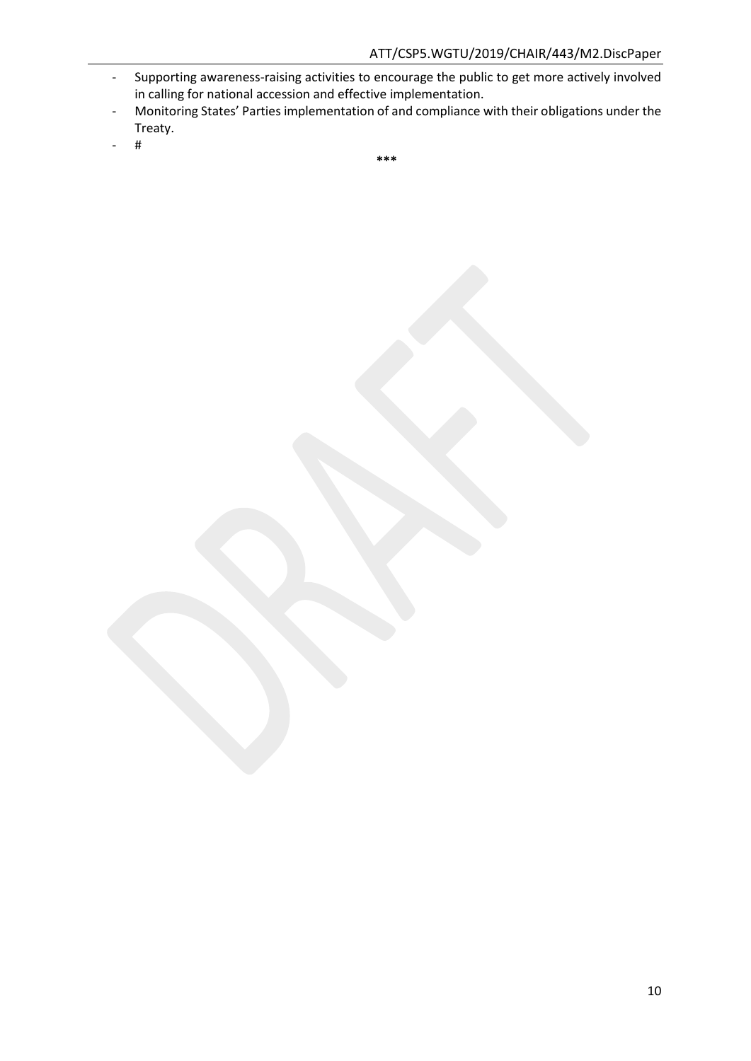- Supporting awareness-raising activities to encourage the public to get more actively involved in calling for national accession and effective implementation.
- Monitoring States' Parties implementation of and compliance with their obligations under the Treaty.
- #

***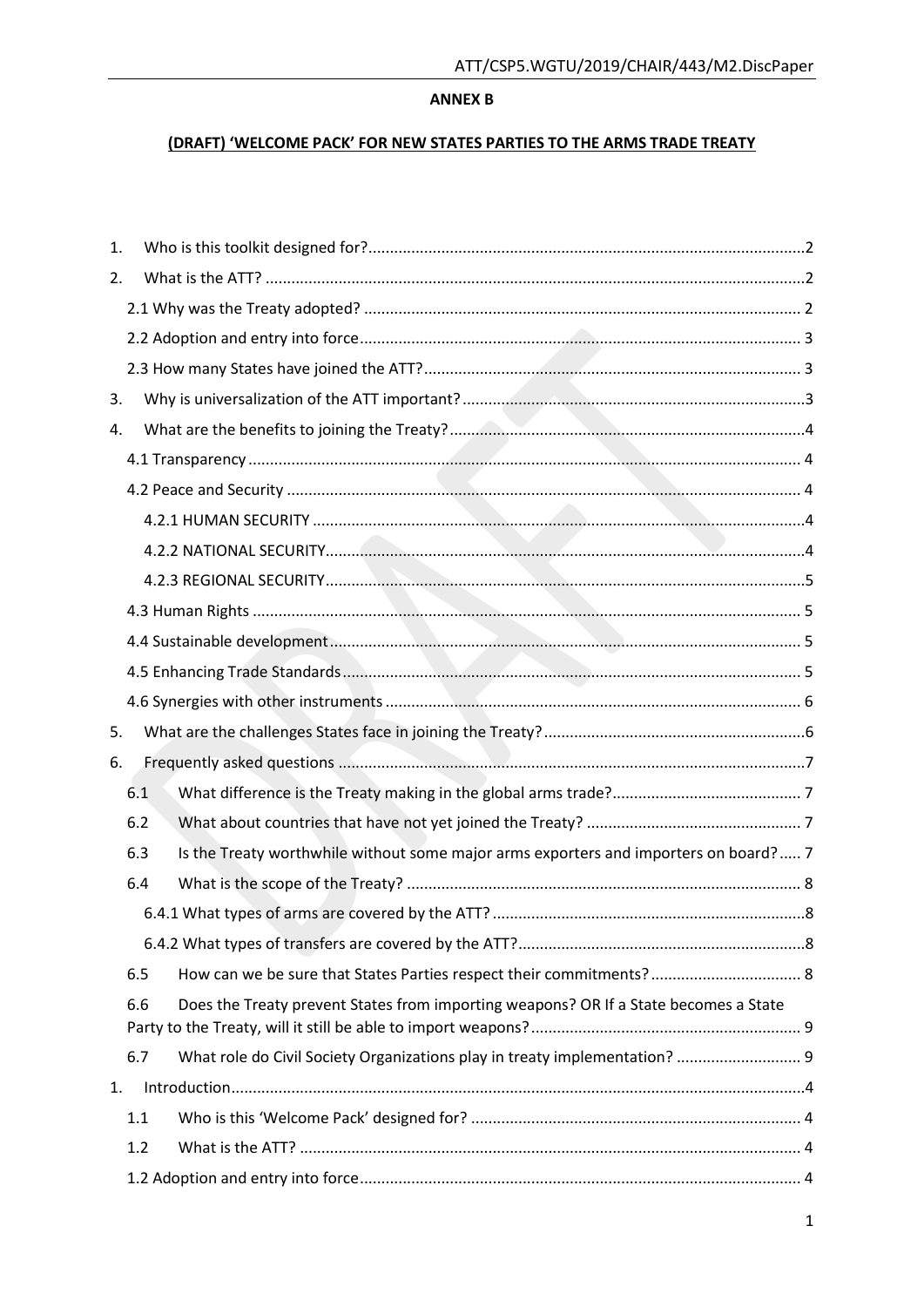**ANNEX B**

**(DRAFT) 'WELCOME PACK' FOR NEW STATES PARTIES TO THE ARMS TRADE TREATY**

1. Who is this toolkit designed for?.....2
2. What is the ATT? .....2
   - 2.1 Why was the Treaty adopted? ..... 2
   - 2.2 Adoption and entry into force..... 3
   - 2.3 How many States have joined the ATT?..... 3
3. Why is universalization of the ATT important?.....3
4. What are the benefits to joining the Treaty?.....4
   - 4.1 Transparency ..... 4
   - 4.2 Peace and Security ..... 4
     - 4.2.1 HUMAN SECURITY .....4
     - 4.2.2 NATIONAL SECURITY.....4
     - 4.2.3 REGIONAL SECURITY.....5
   - 4.3 Human Rights ..... 5
   - 4.4 Sustainable development..... 5
   - 4.5 Enhancing Trade Standards..... 5
   - 4.6 Synergies with other instruments ..... 6
5. What are the challenges States face in joining the Treaty?.....6
6. Frequently asked questions .....7
   - 6.1 What difference is the Treaty making in the global arms trade?..... 7
   - 6.2 What about countries that have not yet joined the Treaty? ..... 7
   - 6.3 Is the Treaty worthwhile without some major arms exporters and importers on board?..... 7
   - 6.4 What is the scope of the Treaty? ..... 8
     - 6.4.1 What types of arms are covered by the ATT? .....8
     - 6.4.2 What types of transfers are covered by the ATT?.....8
   - 6.5 How can we be sure that States Parties respect their commitments? ..... 8
   - 6.6 Does the Treaty prevent States from importing weapons? OR If a State becomes a State Party to the Treaty, will it still be able to import weapons?..... 9
   - 6.7 What role do Civil Society Organizations play in treaty implementation? ..... 9
1. Introduction.....4
   - 1.1 Who is this 'Welcome Pack' designed for? ..... 4
   - 1.2 What is the ATT? ..... 4
   - 1.2 Adoption and entry into force..... 4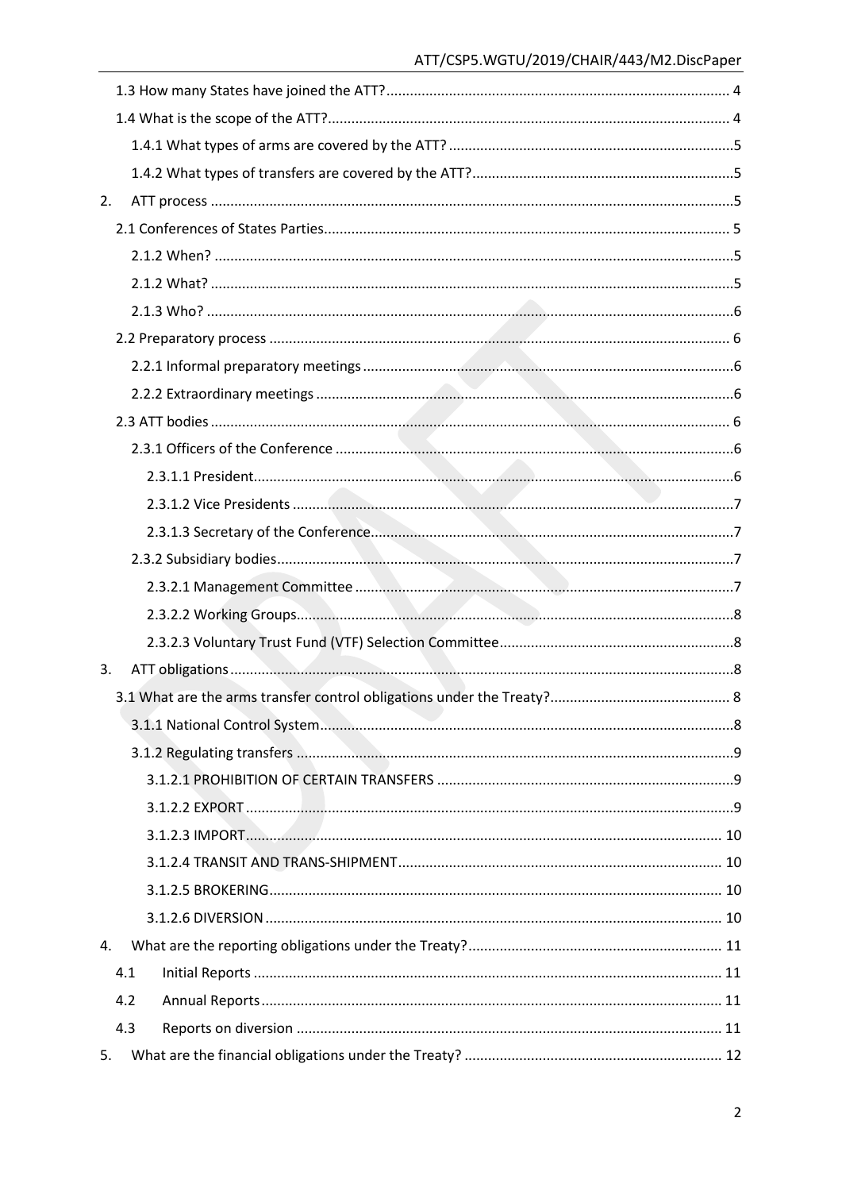1.3 How many States have joined the ATT? ............ 4

1.4 What is the scope of the ATT? ............ 4

1.4.1 What types of arms are covered by the ATT? ............ 5

1.4.2 What types of transfers are covered by the ATT? ............ 5

2. ATT process ............ 5

2.1 Conferences of States Parties ............ 5

2.1.2 When? ............ 5

2.1.2 What? ............ 5

2.1.3 Who? ............ 6

2.2 Preparatory process ............ 6

2.2.1 Informal preparatory meetings ............ 6

2.2.2 Extraordinary meetings ............ 6

2.3 ATT bodies ............ 6

2.3.1 Officers of the Conference ............ 6

2.3.1.1 President ............ 6

2.3.1.2 Vice Presidents ............ 7

2.3.1.3 Secretary of the Conference ............ 7

2.3.2 Subsidiary bodies ............ 7

2.3.2.1 Management Committee ............ 7

2.3.2.2 Working Groups ............ 8

2.3.2.3 Voluntary Trust Fund (VTF) Selection Committee ............ 8

3. ATT obligations ............ 8

3.1 What are the arms transfer control obligations under the Treaty? ............ 8

3.1.1 National Control System ............ 8

3.1.2 Regulating transfers ............ 9

3.1.2.1 PROHIBITION OF CERTAIN TRANSFERS ............ 9

3.1.2.2 EXPORT ............ 9

3.1.2.3 IMPORT ............ 10

3.1.2.4 TRANSIT AND TRANS-SHIPMENT ............ 10

3.1.2.5 BROKERING ............ 10

3.1.2.6 DIVERSION ............ 10

4. What are the reporting obligations under the Treaty? ............ 11

4.1 Initial Reports ............ 11

4.2 Annual Reports ............ 11

4.3 Reports on diversion ............ 11

5. What are the financial obligations under the Treaty? ............ 12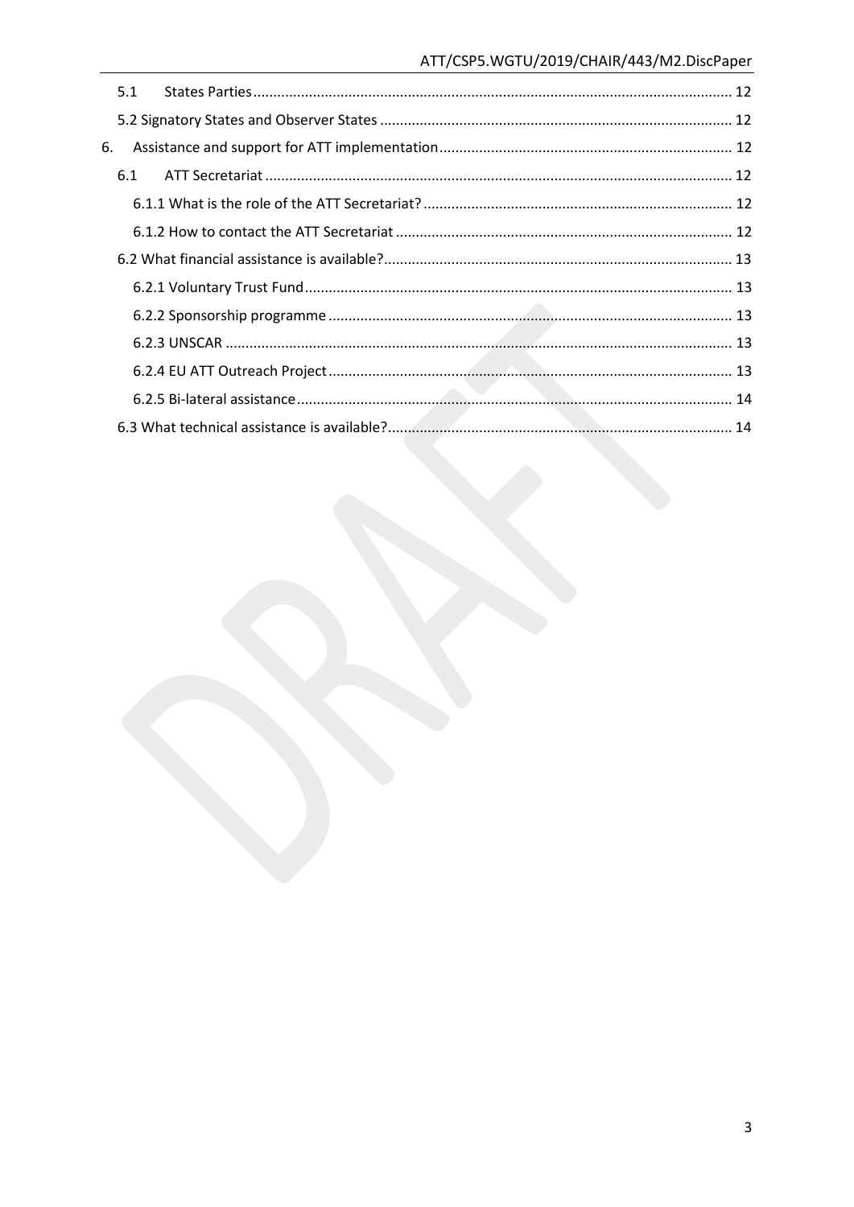5.1 States Parties ........................................................................................................................ 12

5.2 Signatory States and Observer States ........................................................................................ 12

6. Assistance and support for ATT implementation ......................................................................... 12

6.1 ATT Secretariat ..................................................................................................................... 12

6.1.1 What is the role of the ATT Secretariat? ............................................................................. 12

6.1.2 How to contact the ATT Secretariat .................................................................................... 12

6.2 What financial assistance is available? ....................................................................................... 13

6.2.1 Voluntary Trust Fund ........................................................................................................... 13

6.2.2 Sponsorship programme ..................................................................................................... 13

6.2.3 UNSCAR ............................................................................................................................... 13

6.2.4 EU ATT Outreach Project ..................................................................................................... 13

6.2.5 Bi-lateral assistance ............................................................................................................. 14

6.3 What technical assistance is available? ...................................................................................... 14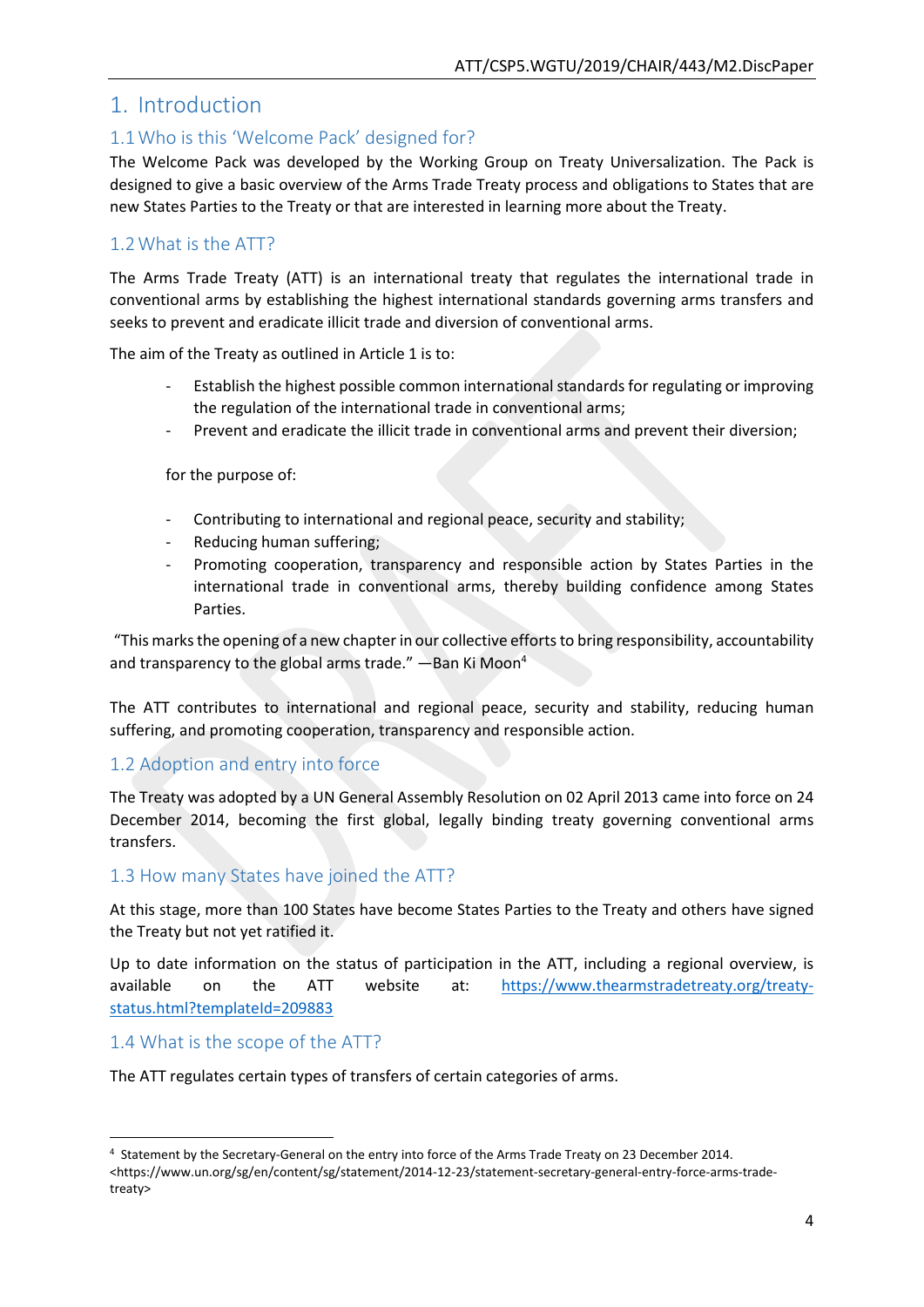# 1. Introduction

## 1.1 Who is this 'Welcome Pack' designed for?

The Welcome Pack was developed by the Working Group on Treaty Universalization. The Pack is designed to give a basic overview of the Arms Trade Treaty process and obligations to States that are new States Parties to the Treaty or that are interested in learning more about the Treaty.

## 1.2 What is the ATT?

The Arms Trade Treaty (ATT) is an international treaty that regulates the international trade in conventional arms by establishing the highest international standards governing arms transfers and seeks to prevent and eradicate illicit trade and diversion of conventional arms.

The aim of the Treaty as outlined in Article 1 is to:

- Establish the highest possible common international standards for regulating or improving the regulation of the international trade in conventional arms;
- Prevent and eradicate the illicit trade in conventional arms and prevent their diversion;

for the purpose of:

- Contributing to international and regional peace, security and stability;
- Reducing human suffering;
- Promoting cooperation, transparency and responsible action by States Parties in the international trade in conventional arms, thereby building confidence among States Parties.

"This marks the opening of a new chapter in our collective efforts to bring responsibility, accountability and transparency to the global arms trade." —Ban Ki Moon[4]

The ATT contributes to international and regional peace, security and stability, reducing human suffering, and promoting cooperation, transparency and responsible action.

## 1.2 Adoption and entry into force

The Treaty was adopted by a UN General Assembly Resolution on 02 April 2013 came into force on 24 December 2014, becoming the first global, legally binding treaty governing conventional arms transfers.

## 1.3 How many States have joined the ATT?

At this stage, more than 100 States have become States Parties to the Treaty and others have signed the Treaty but not yet ratified it.

Up to date information on the status of participation in the ATT, including a regional overview, is available on the ATT website at: https://www.thearmstradetreaty.org/treaty-status.html?templateId=209883

## 1.4 What is the scope of the ATT?

The ATT regulates certain types of transfers of certain categories of arms.

---

[4] Statement by the Secretary-General on the entry into force of the Arms Trade Treaty on 23 December 2014. <https://www.un.org/sg/en/content/sg/statement/2014-12-23/statement-secretary-general-entry-force-arms-trade-treaty>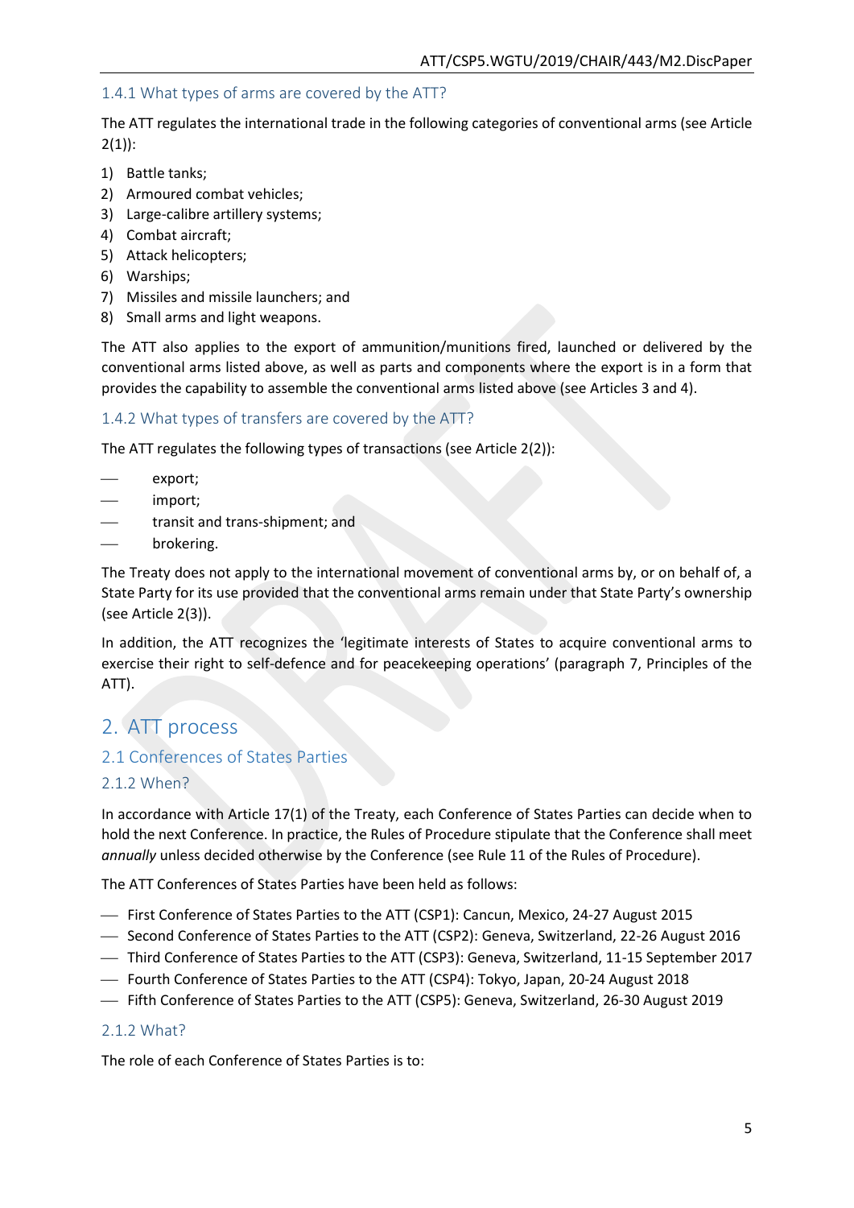### 1.4.1 What types of arms are covered by the ATT?

The ATT regulates the international trade in the following categories of conventional arms (see Article 2(1)):

1) Battle tanks;
2) Armoured combat vehicles;
3) Large-calibre artillery systems;
4) Combat aircraft;
5) Attack helicopters;
6) Warships;
7) Missiles and missile launchers; and
8) Small arms and light weapons.

The ATT also applies to the export of ammunition/munitions fired, launched or delivered by the conventional arms listed above, as well as parts and components where the export is in a form that provides the capability to assemble the conventional arms listed above (see Articles 3 and 4).

### 1.4.2 What types of transfers are covered by the ATT?

The ATT regulates the following types of transactions (see Article 2(2)):

- export;
- import;
- transit and trans-shipment; and
- brokering.

The Treaty does not apply to the international movement of conventional arms by, or on behalf of, a State Party for its use provided that the conventional arms remain under that State Party's ownership (see Article 2(3)).

In addition, the ATT recognizes the 'legitimate interests of States to acquire conventional arms to exercise their right to self-defence and for peacekeeping operations' (paragraph 7, Principles of the ATT).

# 2. ATT process

## 2.1 Conferences of States Parties

### 2.1.2 When?

In accordance with Article 17(1) of the Treaty, each Conference of States Parties can decide when to hold the next Conference. In practice, the Rules of Procedure stipulate that the Conference shall meet *annually* unless decided otherwise by the Conference (see Rule 11 of the Rules of Procedure).

The ATT Conferences of States Parties have been held as follows:

- First Conference of States Parties to the ATT (CSP1): Cancun, Mexico, 24-27 August 2015
- Second Conference of States Parties to the ATT (CSP2): Geneva, Switzerland, 22-26 August 2016
- Third Conference of States Parties to the ATT (CSP3): Geneva, Switzerland, 11-15 September 2017
- Fourth Conference of States Parties to the ATT (CSP4): Tokyo, Japan, 20-24 August 2018
- Fifth Conference of States Parties to the ATT (CSP5): Geneva, Switzerland, 26-30 August 2019

### 2.1.2 What?

The role of each Conference of States Parties is to: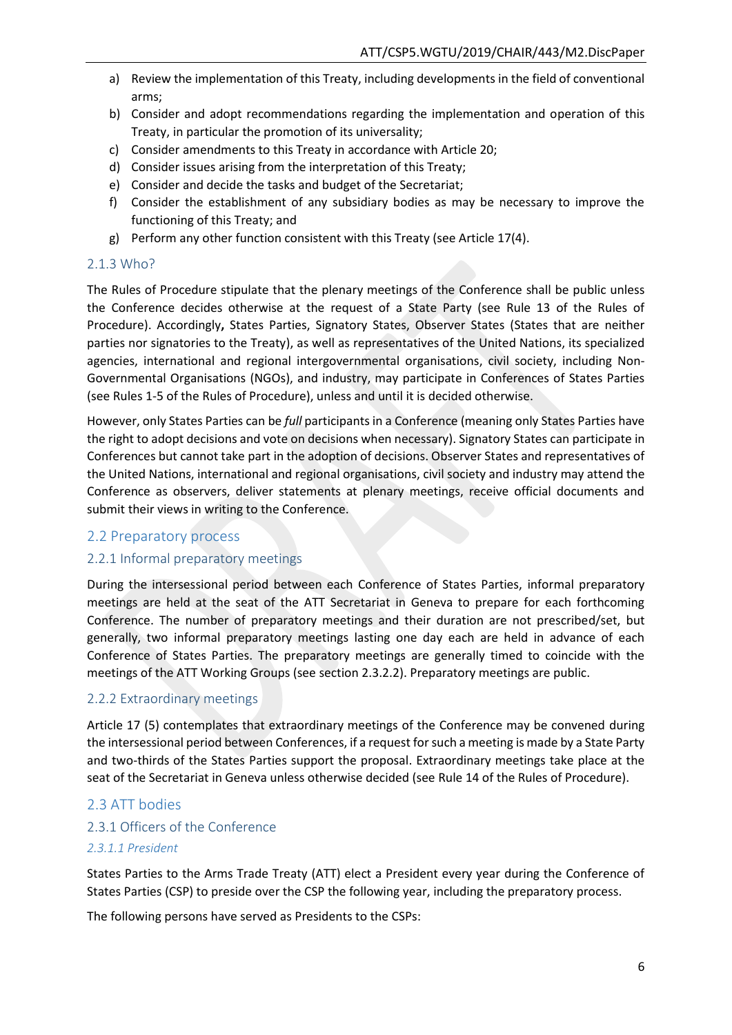a) Review the implementation of this Treaty, including developments in the field of conventional arms;
b) Consider and adopt recommendations regarding the implementation and operation of this Treaty, in particular the promotion of its universality;
c) Consider amendments to this Treaty in accordance with Article 20;
d) Consider issues arising from the interpretation of this Treaty;
e) Consider and decide the tasks and budget of the Secretariat;
f) Consider the establishment of any subsidiary bodies as may be necessary to improve the functioning of this Treaty; and
g) Perform any other function consistent with this Treaty (see Article 17(4).

### 2.1.3 Who?

The Rules of Procedure stipulate that the plenary meetings of the Conference shall be public unless the Conference decides otherwise at the request of a State Party (see Rule 13 of the Rules of Procedure). Accordingly**,** States Parties, Signatory States, Observer States (States that are neither parties nor signatories to the Treaty), as well as representatives of the United Nations, its specialized agencies, international and regional intergovernmental organisations, civil society, including Non-Governmental Organisations (NGOs), and industry, may participate in Conferences of States Parties (see Rules 1-5 of the Rules of Procedure), unless and until it is decided otherwise.

However, only States Parties can be *full* participants in a Conference (meaning only States Parties have the right to adopt decisions and vote on decisions when necessary). Signatory States can participate in Conferences but cannot take part in the adoption of decisions. Observer States and representatives of the United Nations, international and regional organisations, civil society and industry may attend the Conference as observers, deliver statements at plenary meetings, receive official documents and submit their views in writing to the Conference.

## 2.2 Preparatory process

### 2.2.1 Informal preparatory meetings

During the intersessional period between each Conference of States Parties, informal preparatory meetings are held at the seat of the ATT Secretariat in Geneva to prepare for each forthcoming Conference. The number of preparatory meetings and their duration are not prescribed/set, but generally, two informal preparatory meetings lasting one day each are held in advance of each Conference of States Parties. The preparatory meetings are generally timed to coincide with the meetings of the ATT Working Groups (see section 2.3.2.2). Preparatory meetings are public.

### 2.2.2 Extraordinary meetings

Article 17 (5) contemplates that extraordinary meetings of the Conference may be convened during the intersessional period between Conferences, if a request for such a meeting is made by a State Party and two-thirds of the States Parties support the proposal. Extraordinary meetings take place at the seat of the Secretariat in Geneva unless otherwise decided (see Rule 14 of the Rules of Procedure).

## 2.3 ATT bodies

### 2.3.1 Officers of the Conference

#### *2.3.1.1 President*

States Parties to the Arms Trade Treaty (ATT) elect a President every year during the Conference of States Parties (CSP) to preside over the CSP the following year, including the preparatory process.

The following persons have served as Presidents to the CSPs: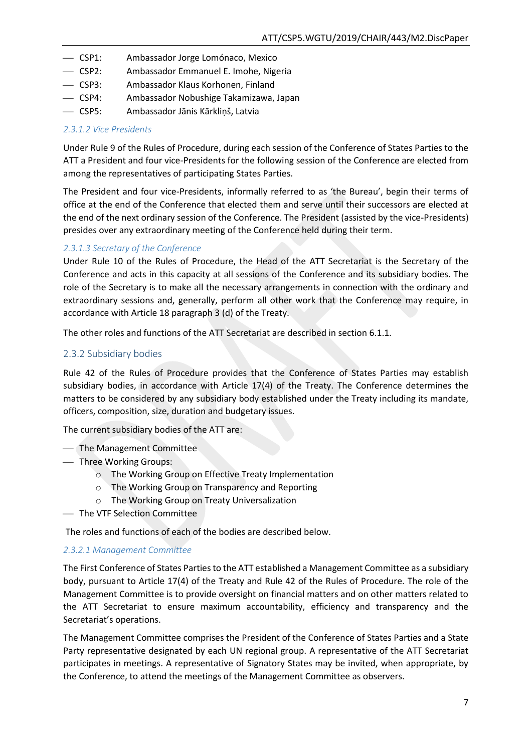- CSP1: Ambassador Jorge Lomónaco, Mexico
- CSP2: Ambassador Emmanuel E. Imohe, Nigeria
- CSP3: Ambassador Klaus Korhonen, Finland
- CSP4: Ambassador Nobushige Takamizawa, Japan
- CSP5: Ambassador Jānis Kārkliņš, Latvia

#### *2.3.1.2 Vice Presidents*

Under Rule 9 of the Rules of Procedure, during each session of the Conference of States Parties to the ATT a President and four vice-Presidents for the following session of the Conference are elected from among the representatives of participating States Parties.

The President and four vice-Presidents, informally referred to as 'the Bureau', begin their terms of office at the end of the Conference that elected them and serve until their successors are elected at the end of the next ordinary session of the Conference. The President (assisted by the vice-Presidents) presides over any extraordinary meeting of the Conference held during their term.

#### *2.3.1.3 Secretary of the Conference*

Under Rule 10 of the Rules of Procedure, the Head of the ATT Secretariat is the Secretary of the Conference and acts in this capacity at all sessions of the Conference and its subsidiary bodies. The role of the Secretary is to make all the necessary arrangements in connection with the ordinary and extraordinary sessions and, generally, perform all other work that the Conference may require, in accordance with Article 18 paragraph 3 (d) of the Treaty.

The other roles and functions of the ATT Secretariat are described in section 6.1.1.

### 2.3.2 Subsidiary bodies

Rule 42 of the Rules of Procedure provides that the Conference of States Parties may establish subsidiary bodies, in accordance with Article 17(4) of the Treaty. The Conference determines the matters to be considered by any subsidiary body established under the Treaty including its mandate, officers, composition, size, duration and budgetary issues.

The current subsidiary bodies of the ATT are:

- The Management Committee
- Three Working Groups:
  - The Working Group on Effective Treaty Implementation
  - The Working Group on Transparency and Reporting
  - The Working Group on Treaty Universalization
- The VTF Selection Committee

The roles and functions of each of the bodies are described below.

#### *2.3.2.1 Management Committee*

The First Conference of States Parties to the ATT established a Management Committee as a subsidiary body, pursuant to Article 17(4) of the Treaty and Rule 42 of the Rules of Procedure. The role of the Management Committee is to provide oversight on financial matters and on other matters related to the ATT Secretariat to ensure maximum accountability, efficiency and transparency and the Secretariat's operations.

The Management Committee comprises the President of the Conference of States Parties and a State Party representative designated by each UN regional group. A representative of the ATT Secretariat participates in meetings. A representative of Signatory States may be invited, when appropriate, by the Conference, to attend the meetings of the Management Committee as observers.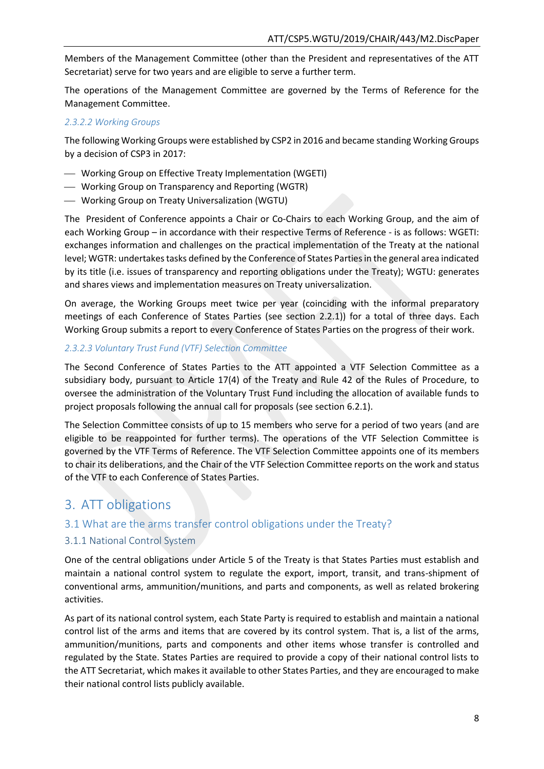Members of the Management Committee (other than the President and representatives of the ATT Secretariat) serve for two years and are eligible to serve a further term.

The operations of the Management Committee are governed by the Terms of Reference for the Management Committee.

#### *2.3.2.2 Working Groups*

The following Working Groups were established by CSP2 in 2016 and became standing Working Groups by a decision of CSP3 in 2017:

- Working Group on Effective Treaty Implementation (WGETI)
- Working Group on Transparency and Reporting (WGTR)
- Working Group on Treaty Universalization (WGTU)

The President of Conference appoints a Chair or Co-Chairs to each Working Group, and the aim of each Working Group – in accordance with their respective Terms of Reference - is as follows: WGETI: exchanges information and challenges on the practical implementation of the Treaty at the national level; WGTR: undertakes tasks defined by the Conference of States Parties in the general area indicated by its title (i.e. issues of transparency and reporting obligations under the Treaty); WGTU: generates and shares views and implementation measures on Treaty universalization.

On average, the Working Groups meet twice per year (coinciding with the informal preparatory meetings of each Conference of States Parties (see section 2.2.1)) for a total of three days. Each Working Group submits a report to every Conference of States Parties on the progress of their work.

#### *2.3.2.3 Voluntary Trust Fund (VTF) Selection Committee*

The Second Conference of States Parties to the ATT appointed a VTF Selection Committee as a subsidiary body, pursuant to Article 17(4) of the Treaty and Rule 42 of the Rules of Procedure, to oversee the administration of the Voluntary Trust Fund including the allocation of available funds to project proposals following the annual call for proposals (see section 6.2.1).

The Selection Committee consists of up to 15 members who serve for a period of two years (and are eligible to be reappointed for further terms). The operations of the VTF Selection Committee is governed by the VTF Terms of Reference. The VTF Selection Committee appoints one of its members to chair its deliberations, and the Chair of the VTF Selection Committee reports on the work and status of the VTF to each Conference of States Parties.

# 3. ATT obligations

## 3.1 What are the arms transfer control obligations under the Treaty?

### 3.1.1 National Control System

One of the central obligations under Article 5 of the Treaty is that States Parties must establish and maintain a national control system to regulate the export, import, transit, and trans-shipment of conventional arms, ammunition/munitions, and parts and components, as well as related brokering activities.

As part of its national control system, each State Party is required to establish and maintain a national control list of the arms and items that are covered by its control system. That is, a list of the arms, ammunition/munitions, parts and components and other items whose transfer is controlled and regulated by the State. States Parties are required to provide a copy of their national control lists to the ATT Secretariat, which makes it available to other States Parties, and they are encouraged to make their national control lists publicly available.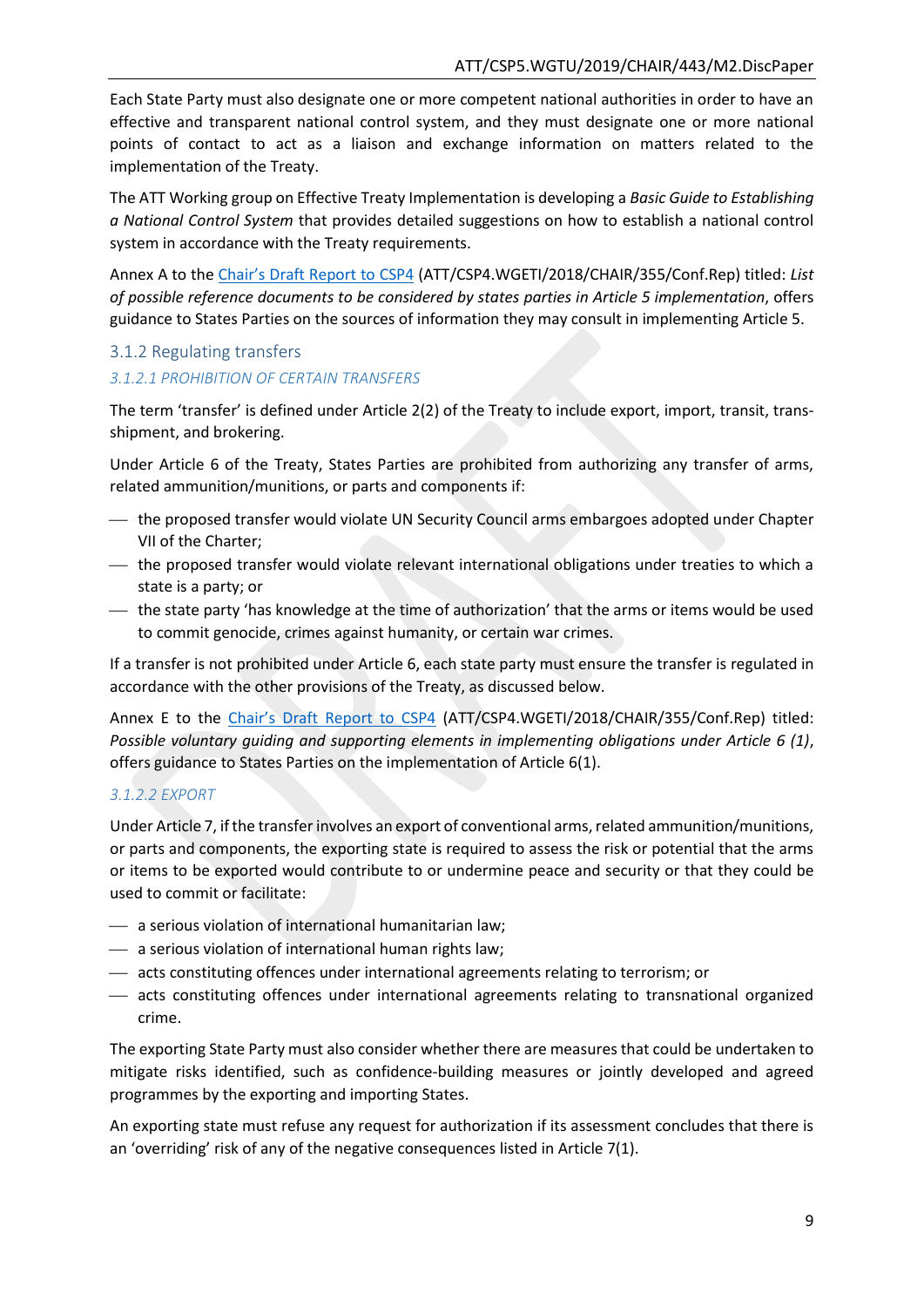Each State Party must also designate one or more competent national authorities in order to have an effective and transparent national control system, and they must designate one or more national points of contact to act as a liaison and exchange information on matters related to the implementation of the Treaty.

The ATT Working group on Effective Treaty Implementation is developing a *Basic Guide to Establishing a National Control System* that provides detailed suggestions on how to establish a national control system in accordance with the Treaty requirements.

Annex A to the Chair's Draft Report to CSP4 (ATT/CSP4.WGETI/2018/CHAIR/355/Conf.Rep) titled: *List of possible reference documents to be considered by states parties in Article 5 implementation*, offers guidance to States Parties on the sources of information they may consult in implementing Article 5.

### 3.1.2 Regulating transfers

#### 3.1.2.1 PROHIBITION OF CERTAIN TRANSFERS

The term 'transfer' is defined under Article 2(2) of the Treaty to include export, import, transit, trans-shipment, and brokering.

Under Article 6 of the Treaty, States Parties are prohibited from authorizing any transfer of arms, related ammunition/munitions, or parts and components if:

- the proposed transfer would violate UN Security Council arms embargoes adopted under Chapter VII of the Charter;
- the proposed transfer would violate relevant international obligations under treaties to which a state is a party; or
- the state party 'has knowledge at the time of authorization' that the arms or items would be used to commit genocide, crimes against humanity, or certain war crimes.

If a transfer is not prohibited under Article 6, each state party must ensure the transfer is regulated in accordance with the other provisions of the Treaty, as discussed below.

Annex E to the Chair's Draft Report to CSP4 (ATT/CSP4.WGETI/2018/CHAIR/355/Conf.Rep) titled: *Possible voluntary guiding and supporting elements in implementing obligations under Article 6 (1)*, offers guidance to States Parties on the implementation of Article 6(1).

#### 3.1.2.2 EXPORT

Under Article 7, if the transfer involves an export of conventional arms, related ammunition/munitions, or parts and components, the exporting state is required to assess the risk or potential that the arms or items to be exported would contribute to or undermine peace and security or that they could be used to commit or facilitate:

- a serious violation of international humanitarian law;
- a serious violation of international human rights law;
- acts constituting offences under international agreements relating to terrorism; or
- acts constituting offences under international agreements relating to transnational organized crime.

The exporting State Party must also consider whether there are measures that could be undertaken to mitigate risks identified, such as confidence-building measures or jointly developed and agreed programmes by the exporting and importing States.

An exporting state must refuse any request for authorization if its assessment concludes that there is an 'overriding' risk of any of the negative consequences listed in Article 7(1).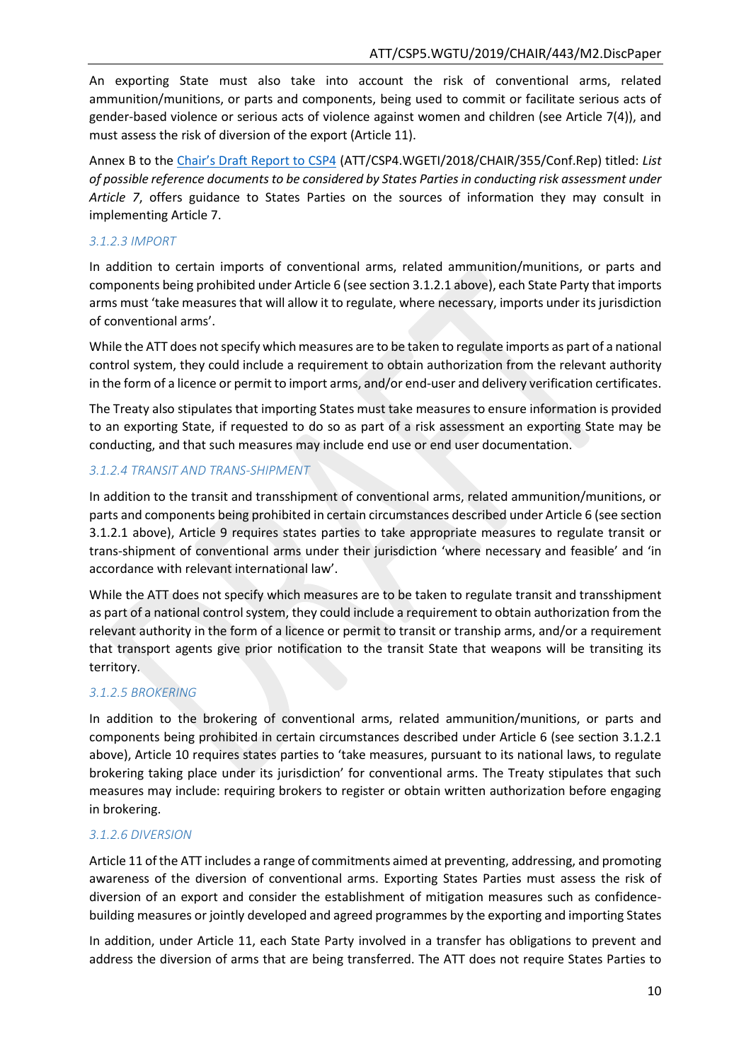An exporting State must also take into account the risk of conventional arms, related ammunition/munitions, or parts and components, being used to commit or facilitate serious acts of gender-based violence or serious acts of violence against women and children (see Article 7(4)), and must assess the risk of diversion of the export (Article 11).

Annex B to the Chair's Draft Report to CSP4 (ATT/CSP4.WGETI/2018/CHAIR/355/Conf.Rep) titled: *List of possible reference documents to be considered by States Parties in conducting risk assessment under Article 7*, offers guidance to States Parties on the sources of information they may consult in implementing Article 7.

#### *3.1.2.3 IMPORT*

In addition to certain imports of conventional arms, related ammunition/munitions, or parts and components being prohibited under Article 6 (see section 3.1.2.1 above), each State Party that imports arms must 'take measures that will allow it to regulate, where necessary, imports under its jurisdiction of conventional arms'.

While the ATT does not specify which measures are to be taken to regulate imports as part of a national control system, they could include a requirement to obtain authorization from the relevant authority in the form of a licence or permit to import arms, and/or end-user and delivery verification certificates.

The Treaty also stipulates that importing States must take measures to ensure information is provided to an exporting State, if requested to do so as part of a risk assessment an exporting State may be conducting, and that such measures may include end use or end user documentation.

#### *3.1.2.4 TRANSIT AND TRANS-SHIPMENT*

In addition to the transit and transshipment of conventional arms, related ammunition/munitions, or parts and components being prohibited in certain circumstances described under Article 6 (see section 3.1.2.1 above), Article 9 requires states parties to take appropriate measures to regulate transit or trans-shipment of conventional arms under their jurisdiction 'where necessary and feasible' and 'in accordance with relevant international law'.

While the ATT does not specify which measures are to be taken to regulate transit and transshipment as part of a national control system, they could include a requirement to obtain authorization from the relevant authority in the form of a licence or permit to transit or tranship arms, and/or a requirement that transport agents give prior notification to the transit State that weapons will be transiting its territory.

#### *3.1.2.5 BROKERING*

In addition to the brokering of conventional arms, related ammunition/munitions, or parts and components being prohibited in certain circumstances described under Article 6 (see section 3.1.2.1 above), Article 10 requires states parties to 'take measures, pursuant to its national laws, to regulate brokering taking place under its jurisdiction' for conventional arms. The Treaty stipulates that such measures may include: requiring brokers to register or obtain written authorization before engaging in brokering.

#### *3.1.2.6 DIVERSION*

Article 11 of the ATT includes a range of commitments aimed at preventing, addressing, and promoting awareness of the diversion of conventional arms. Exporting States Parties must assess the risk of diversion of an export and consider the establishment of mitigation measures such as confidence-building measures or jointly developed and agreed programmes by the exporting and importing States

In addition, under Article 11, each State Party involved in a transfer has obligations to prevent and address the diversion of arms that are being transferred. The ATT does not require States Parties to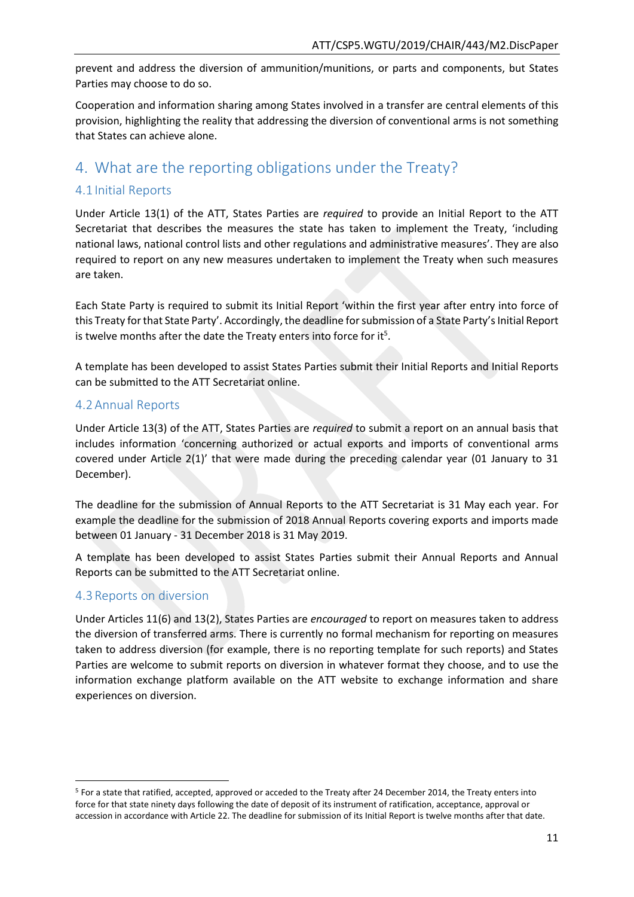prevent and address the diversion of ammunition/munitions, or parts and components, but States Parties may choose to do so.

Cooperation and information sharing among States involved in a transfer are central elements of this provision, highlighting the reality that addressing the diversion of conventional arms is not something that States can achieve alone.

## 4. What are the reporting obligations under the Treaty?

### 4.1 Initial Reports

Under Article 13(1) of the ATT, States Parties are *required* to provide an Initial Report to the ATT Secretariat that describes the measures the state has taken to implement the Treaty, 'including national laws, national control lists and other regulations and administrative measures'. They are also required to report on any new measures undertaken to implement the Treaty when such measures are taken.

Each State Party is required to submit its Initial Report 'within the first year after entry into force of this Treaty for that State Party'. Accordingly, the deadline for submission of a State Party's Initial Report is twelve months after the date the Treaty enters into force for it[5].

A template has been developed to assist States Parties submit their Initial Reports and Initial Reports can be submitted to the ATT Secretariat online.

### 4.2 Annual Reports

Under Article 13(3) of the ATT, States Parties are *required* to submit a report on an annual basis that includes information 'concerning authorized or actual exports and imports of conventional arms covered under Article 2(1)' that were made during the preceding calendar year (01 January to 31 December).

The deadline for the submission of Annual Reports to the ATT Secretariat is 31 May each year. For example the deadline for the submission of 2018 Annual Reports covering exports and imports made between 01 January - 31 December 2018 is 31 May 2019.

A template has been developed to assist States Parties submit their Annual Reports and Annual Reports can be submitted to the ATT Secretariat online.

### 4.3 Reports on diversion

Under Articles 11(6) and 13(2), States Parties are *encouraged* to report on measures taken to address the diversion of transferred arms. There is currently no formal mechanism for reporting on measures taken to address diversion (for example, there is no reporting template for such reports) and States Parties are welcome to submit reports on diversion in whatever format they choose, and to use the information exchange platform available on the ATT website to exchange information and share experiences on diversion.

---

[5] For a state that ratified, accepted, approved or acceded to the Treaty after 24 December 2014, the Treaty enters into force for that state ninety days following the date of deposit of its instrument of ratification, acceptance, approval or accession in accordance with Article 22. The deadline for submission of its Initial Report is twelve months after that date.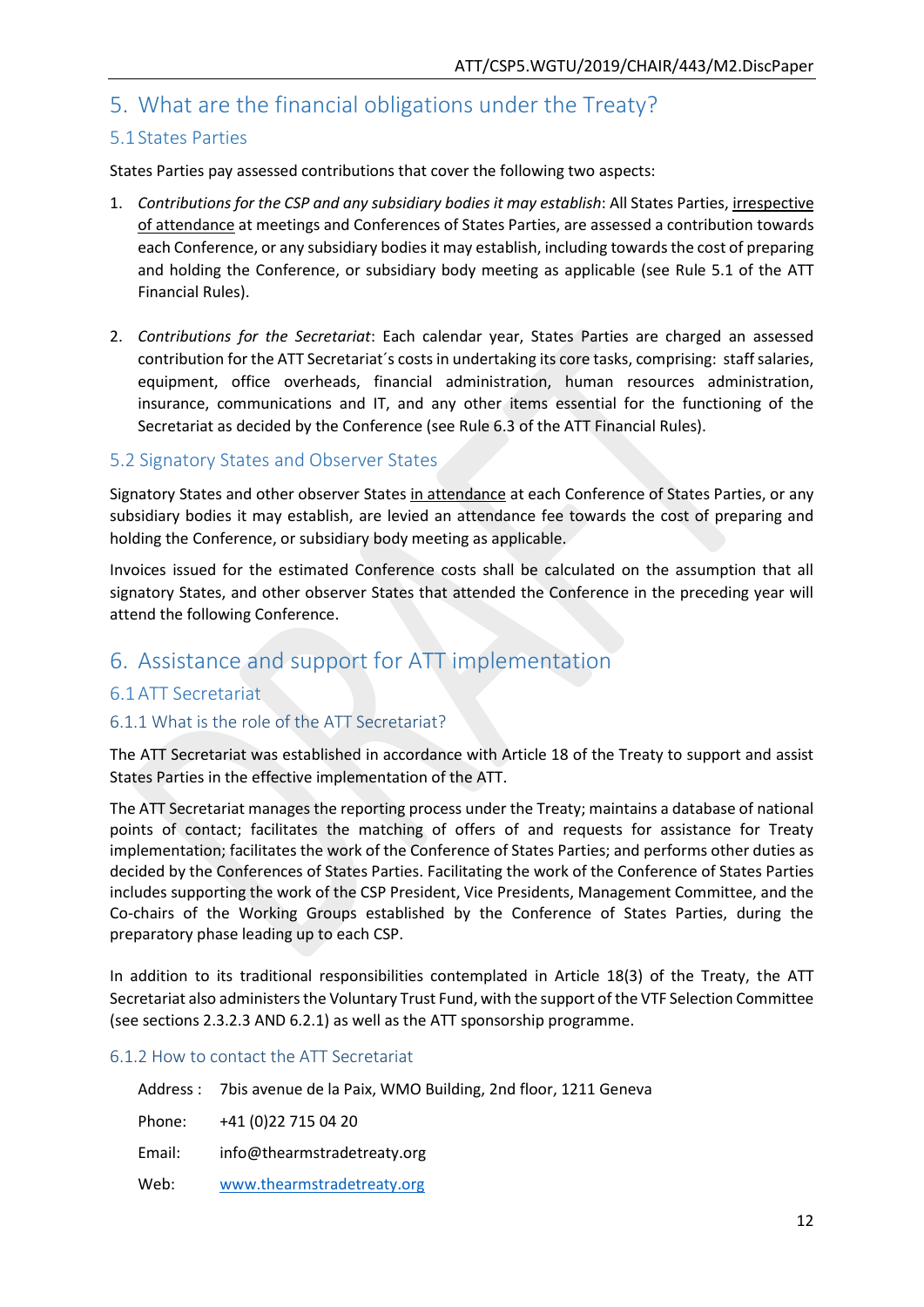# 5. What are the financial obligations under the Treaty?

## 5.1 States Parties

States Parties pay assessed contributions that cover the following two aspects:

1. *Contributions for the CSP and any subsidiary bodies it may establish*: All States Parties, irrespective of attendance at meetings and Conferences of States Parties, are assessed a contribution towards each Conference, or any subsidiary bodies it may establish, including towards the cost of preparing and holding the Conference, or subsidiary body meeting as applicable (see Rule 5.1 of the ATT Financial Rules).

2. *Contributions for the Secretariat*: Each calendar year, States Parties are charged an assessed contribution for the ATT Secretariat´s costs in undertaking its core tasks, comprising: staff salaries, equipment, office overheads, financial administration, human resources administration, insurance, communications and IT, and any other items essential for the functioning of the Secretariat as decided by the Conference (see Rule 6.3 of the ATT Financial Rules).

## 5.2 Signatory States and Observer States

Signatory States and other observer States in attendance at each Conference of States Parties, or any subsidiary bodies it may establish, are levied an attendance fee towards the cost of preparing and holding the Conference, or subsidiary body meeting as applicable.

Invoices issued for the estimated Conference costs shall be calculated on the assumption that all signatory States, and other observer States that attended the Conference in the preceding year will attend the following Conference.

# 6. Assistance and support for ATT implementation

## 6.1 ATT Secretariat

### 6.1.1 What is the role of the ATT Secretariat?

The ATT Secretariat was established in accordance with Article 18 of the Treaty to support and assist States Parties in the effective implementation of the ATT.

The ATT Secretariat manages the reporting process under the Treaty; maintains a database of national points of contact; facilitates the matching of offers of and requests for assistance for Treaty implementation; facilitates the work of the Conference of States Parties; and performs other duties as decided by the Conferences of States Parties. Facilitating the work of the Conference of States Parties includes supporting the work of the CSP President, Vice Presidents, Management Committee, and the Co-chairs of the Working Groups established by the Conference of States Parties, during the preparatory phase leading up to each CSP.

In addition to its traditional responsibilities contemplated in Article 18(3) of the Treaty, the ATT Secretariat also administers the Voluntary Trust Fund, with the support of the VTF Selection Committee (see sections 2.3.2.3 AND 6.2.1) as well as the ATT sponsorship programme.

### 6.1.2 How to contact the ATT Secretariat

| | |
|---|---|
| Address : | 7bis avenue de la Paix, WMO Building, 2nd floor, 1211 Geneva |
| Phone: | +41 (0)22 715 04 20 |
| Email: | info@thearmstradetreaty.org |
| Web: | www.thearmstradetreaty.org |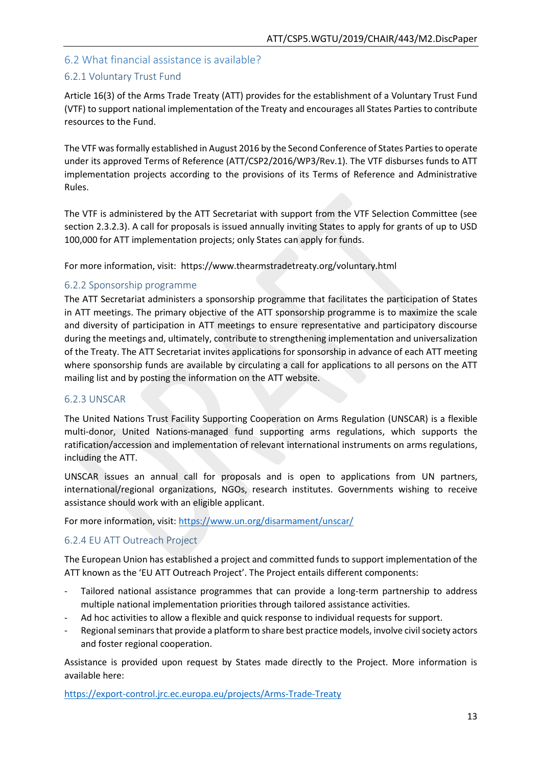## 6.2 What financial assistance is available?

### 6.2.1 Voluntary Trust Fund

Article 16(3) of the Arms Trade Treaty (ATT) provides for the establishment of a Voluntary Trust Fund (VTF) to support national implementation of the Treaty and encourages all States Parties to contribute resources to the Fund.

The VTF was formally established in August 2016 by the Second Conference of States Parties to operate under its approved Terms of Reference (ATT/CSP2/2016/WP3/Rev.1). The VTF disburses funds to ATT implementation projects according to the provisions of its Terms of Reference and Administrative Rules.

The VTF is administered by the ATT Secretariat with support from the VTF Selection Committee (see section 2.3.2.3). A call for proposals is issued annually inviting States to apply for grants of up to USD 100,000 for ATT implementation projects; only States can apply for funds.

For more information, visit: https://www.thearmstradetreaty.org/voluntary.html

### 6.2.2 Sponsorship programme

The ATT Secretariat administers a sponsorship programme that facilitates the participation of States in ATT meetings. The primary objective of the ATT sponsorship programme is to maximize the scale and diversity of participation in ATT meetings to ensure representative and participatory discourse during the meetings and, ultimately, contribute to strengthening implementation and universalization of the Treaty. The ATT Secretariat invites applications for sponsorship in advance of each ATT meeting where sponsorship funds are available by circulating a call for applications to all persons on the ATT mailing list and by posting the information on the ATT website.

### 6.2.3 UNSCAR

The United Nations Trust Facility Supporting Cooperation on Arms Regulation (UNSCAR) is a flexible multi-donor, United Nations-managed fund supporting arms regulations, which supports the ratification/accession and implementation of relevant international instruments on arms regulations, including the ATT.

UNSCAR issues an annual call for proposals and is open to applications from UN partners, international/regional organizations, NGOs, research institutes. Governments wishing to receive assistance should work with an eligible applicant.

For more information, visit: https://www.un.org/disarmament/unscar/

### 6.2.4 EU ATT Outreach Project

The European Union has established a project and committed funds to support implementation of the ATT known as the 'EU ATT Outreach Project'. The Project entails different components:

- Tailored national assistance programmes that can provide a long-term partnership to address multiple national implementation priorities through tailored assistance activities.
- Ad hoc activities to allow a flexible and quick response to individual requests for support.
- Regional seminars that provide a platform to share best practice models, involve civil society actors and foster regional cooperation.

Assistance is provided upon request by States made directly to the Project. More information is available here:

https://export-control.jrc.ec.europa.eu/projects/Arms-Trade-Treaty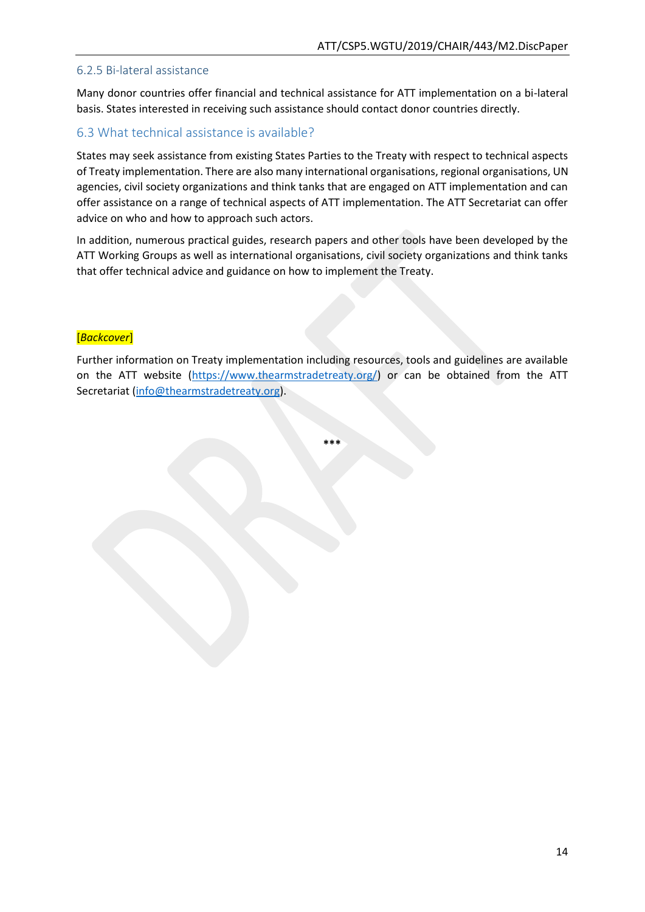### 6.2.5 Bi-lateral assistance

Many donor countries offer financial and technical assistance for ATT implementation on a bi-lateral basis. States interested in receiving such assistance should contact donor countries directly.

## 6.3 What technical assistance is available?

States may seek assistance from existing States Parties to the Treaty with respect to technical aspects of Treaty implementation. There are also many international organisations, regional organisations, UN agencies, civil society organizations and think tanks that are engaged on ATT implementation and can offer assistance on a range of technical aspects of ATT implementation. The ATT Secretariat can offer advice on who and how to approach such actors.

In addition, numerous practical guides, research papers and other tools have been developed by the ATT Working Groups as well as international organisations, civil society organizations and think tanks that offer technical advice and guidance on how to implement the Treaty.

[*Backcover*]

Further information on Treaty implementation including resources, tools and guidelines are available on the ATT website (https://www.thearmstradetreaty.org/) or can be obtained from the ATT Secretariat (info@thearmstradetreaty.org).

***